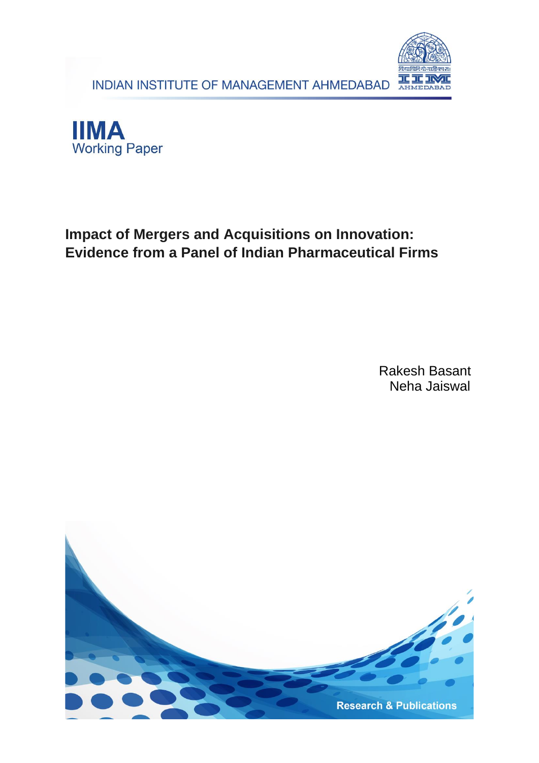INDIAN INSTITUTE OF MANAGEMENT AHMEDABAD

**IIMA**
Working Paper

# Impact of Mergers and Acquisitions on Innovation: Evidence from a Panel of Indian Pharmaceutical Firms

Rakesh Basant
Neha Jaiswal

Research & Publications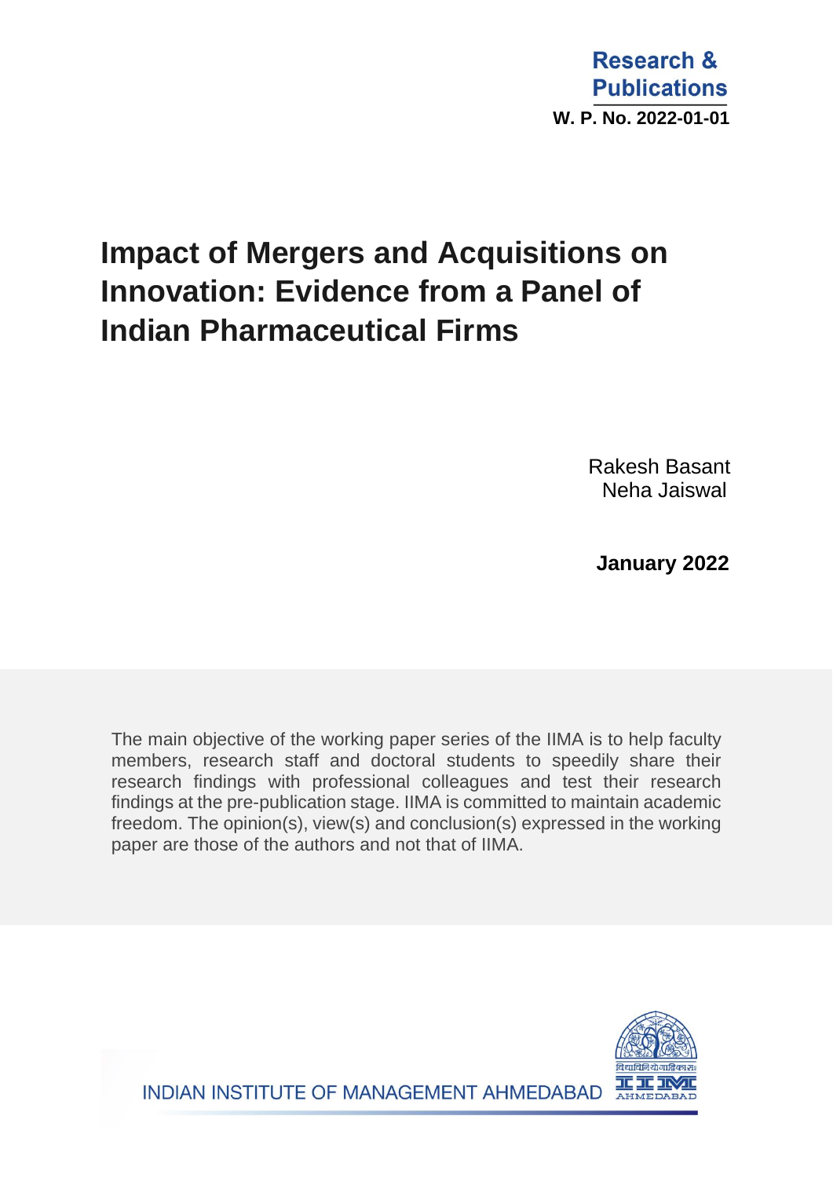Research & Publications

W. P. No. 2022-01-01

# Impact of Mergers and Acquisitions on Innovation: Evidence from a Panel of Indian Pharmaceutical Firms

Rakesh Basant
Neha Jaiswal

**January 2022**

The main objective of the working paper series of the IIMA is to help faculty members, research staff and doctoral students to speedily share their research findings with professional colleagues and test their research findings at the pre-publication stage. IIMA is committed to maintain academic freedom. The opinion(s), view(s) and conclusion(s) expressed in the working paper are those of the authors and not that of IIMA.

INDIAN INSTITUTE OF MANAGEMENT AHMEDABAD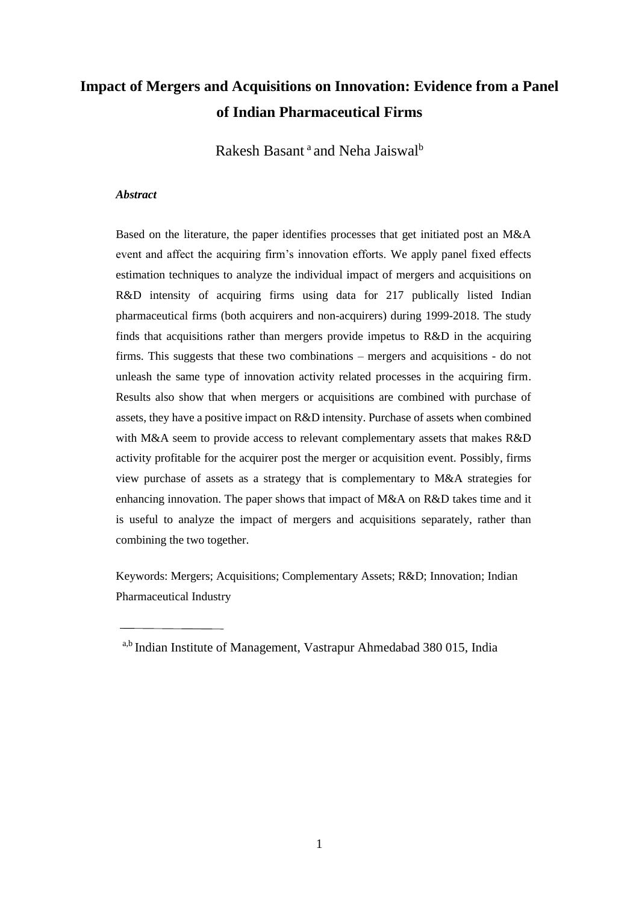# Impact of Mergers and Acquisitions on Innovation: Evidence from a Panel of Indian Pharmaceutical Firms

Rakesh Basant [a] and Neha Jaiswal[b]

***Abstract***

Based on the literature, the paper identifies processes that get initiated post an M&A event and affect the acquiring firm's innovation efforts. We apply panel fixed effects estimation techniques to analyze the individual impact of mergers and acquisitions on R&D intensity of acquiring firms using data for 217 publically listed Indian pharmaceutical firms (both acquirers and non-acquirers) during 1999-2018. The study finds that acquisitions rather than mergers provide impetus to R&D in the acquiring firms. This suggests that these two combinations – mergers and acquisitions - do not unleash the same type of innovation activity related processes in the acquiring firm. Results also show that when mergers or acquisitions are combined with purchase of assets, they have a positive impact on R&D intensity. Purchase of assets when combined with M&A seem to provide access to relevant complementary assets that makes R&D activity profitable for the acquirer post the merger or acquisition event. Possibly, firms view purchase of assets as a strategy that is complementary to M&A strategies for enhancing innovation. The paper shows that impact of M&A on R&D takes time and it is useful to analyze the impact of mergers and acquisitions separately, rather than combining the two together.

Keywords: Mergers; Acquisitions; Complementary Assets; R&D; Innovation; Indian Pharmaceutical Industry

---

[a,b] Indian Institute of Management, Vastrapur Ahmedabad 380 015, India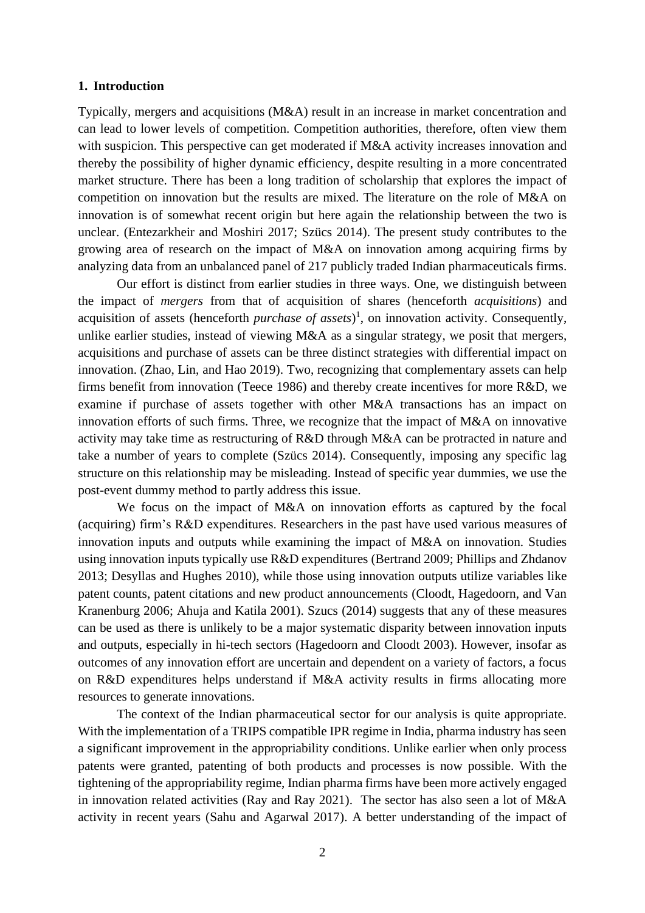## 1. Introduction

Typically, mergers and acquisitions (M&A) result in an increase in market concentration and can lead to lower levels of competition. Competition authorities, therefore, often view them with suspicion. This perspective can get moderated if M&A activity increases innovation and thereby the possibility of higher dynamic efficiency, despite resulting in a more concentrated market structure. There has been a long tradition of scholarship that explores the impact of competition on innovation but the results are mixed. The literature on the role of M&A on innovation is of somewhat recent origin but here again the relationship between the two is unclear. (Entezarkheir and Moshiri 2017; Szücs 2014). The present study contributes to the growing area of research on the impact of M&A on innovation among acquiring firms by analyzing data from an unbalanced panel of 217 publicly traded Indian pharmaceuticals firms.

Our effort is distinct from earlier studies in three ways. One, we distinguish between the impact of *mergers* from that of acquisition of shares (henceforth *acquisitions*) and acquisition of assets (henceforth *purchase of assets*)[1], on innovation activity. Consequently, unlike earlier studies, instead of viewing M&A as a singular strategy, we posit that mergers, acquisitions and purchase of assets can be three distinct strategies with differential impact on innovation. (Zhao, Lin, and Hao 2019). Two, recognizing that complementary assets can help firms benefit from innovation (Teece 1986) and thereby create incentives for more R&D, we examine if purchase of assets together with other M&A transactions has an impact on innovation efforts of such firms. Three, we recognize that the impact of M&A on innovative activity may take time as restructuring of R&D through M&A can be protracted in nature and take a number of years to complete (Szücs 2014). Consequently, imposing any specific lag structure on this relationship may be misleading. Instead of specific year dummies, we use the post-event dummy method to partly address this issue.

We focus on the impact of M&A on innovation efforts as captured by the focal (acquiring) firm's R&D expenditures. Researchers in the past have used various measures of innovation inputs and outputs while examining the impact of M&A on innovation. Studies using innovation inputs typically use R&D expenditures (Bertrand 2009; Phillips and Zhdanov 2013; Desyllas and Hughes 2010), while those using innovation outputs utilize variables like patent counts, patent citations and new product announcements (Cloodt, Hagedoorn, and Van Kranenburg 2006; Ahuja and Katila 2001). Szucs (2014) suggests that any of these measures can be used as there is unlikely to be a major systematic disparity between innovation inputs and outputs, especially in hi-tech sectors (Hagedoorn and Cloodt 2003). However, insofar as outcomes of any innovation effort are uncertain and dependent on a variety of factors, a focus on R&D expenditures helps understand if M&A activity results in firms allocating more resources to generate innovations.

The context of the Indian pharmaceutical sector for our analysis is quite appropriate. With the implementation of a TRIPS compatible IPR regime in India, pharma industry has seen a significant improvement in the appropriability conditions. Unlike earlier when only process patents were granted, patenting of both products and processes is now possible. With the tightening of the appropriability regime, Indian pharma firms have been more actively engaged in innovation related activities (Ray and Ray 2021). The sector has also seen a lot of M&A activity in recent years (Sahu and Agarwal 2017). A better understanding of the impact of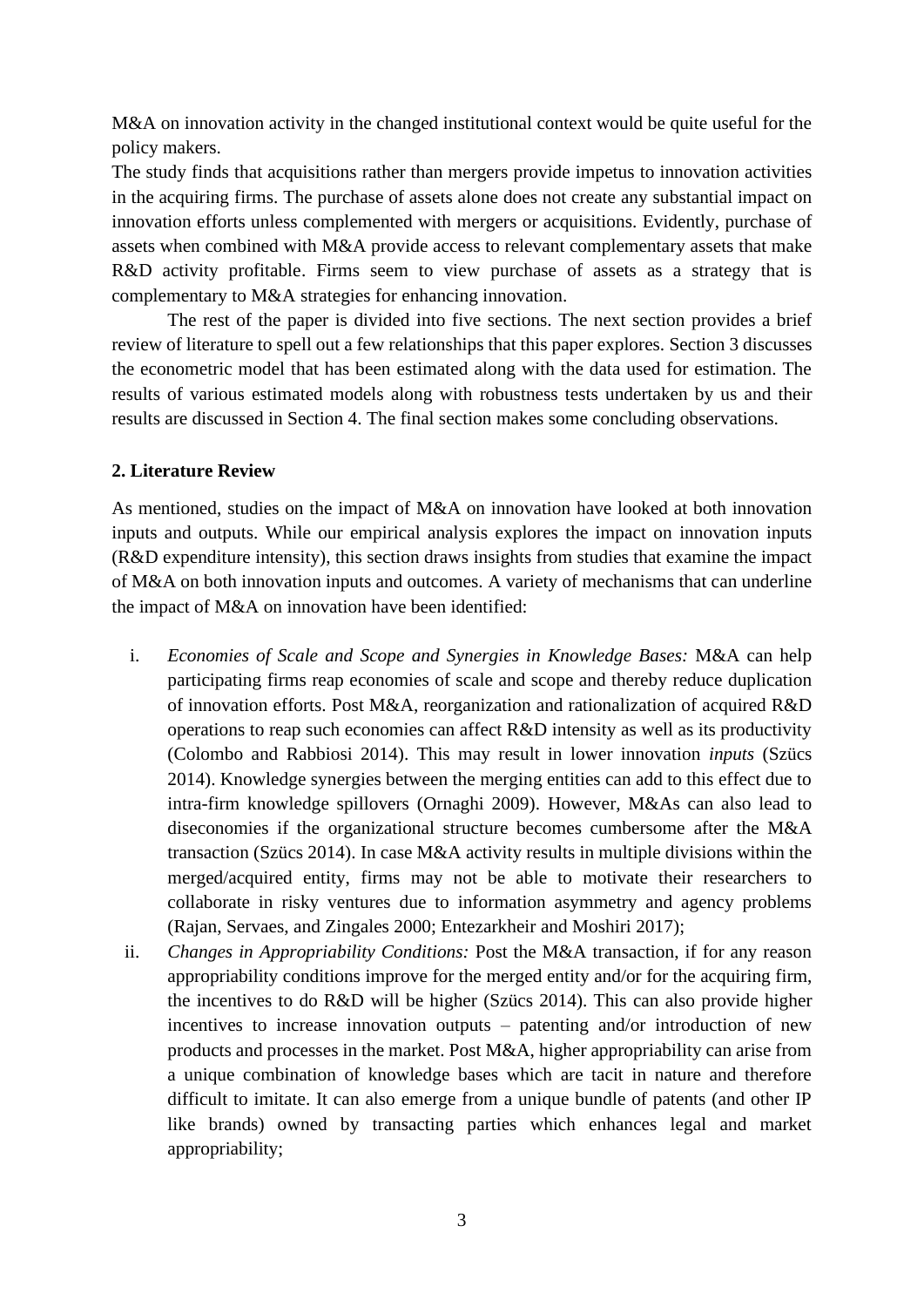M&A on innovation activity in the changed institutional context would be quite useful for the policy makers.

The study finds that acquisitions rather than mergers provide impetus to innovation activities in the acquiring firms. The purchase of assets alone does not create any substantial impact on innovation efforts unless complemented with mergers or acquisitions. Evidently, purchase of assets when combined with M&A provide access to relevant complementary assets that make R&D activity profitable. Firms seem to view purchase of assets as a strategy that is complementary to M&A strategies for enhancing innovation.

The rest of the paper is divided into five sections. The next section provides a brief review of literature to spell out a few relationships that this paper explores. Section 3 discusses the econometric model that has been estimated along with the data used for estimation. The results of various estimated models along with robustness tests undertaken by us and their results are discussed in Section 4. The final section makes some concluding observations.

## 2. Literature Review

As mentioned, studies on the impact of M&A on innovation have looked at both innovation inputs and outputs. While our empirical analysis explores the impact on innovation inputs (R&D expenditure intensity), this section draws insights from studies that examine the impact of M&A on both innovation inputs and outcomes. A variety of mechanisms that can underline the impact of M&A on innovation have been identified:

i. *Economies of Scale and Scope and Synergies in Knowledge Bases:* M&A can help participating firms reap economies of scale and scope and thereby reduce duplication of innovation efforts. Post M&A, reorganization and rationalization of acquired R&D operations to reap such economies can affect R&D intensity as well as its productivity (Colombo and Rabbiosi 2014). This may result in lower innovation *inputs* (Szücs 2014). Knowledge synergies between the merging entities can add to this effect due to intra-firm knowledge spillovers (Ornaghi 2009). However, M&As can also lead to diseconomies if the organizational structure becomes cumbersome after the M&A transaction (Szücs 2014). In case M&A activity results in multiple divisions within the merged/acquired entity, firms may not be able to motivate their researchers to collaborate in risky ventures due to information asymmetry and agency problems (Rajan, Servaes, and Zingales 2000; Entezarkheir and Moshiri 2017);

ii. *Changes in Appropriability Conditions:* Post the M&A transaction, if for any reason appropriability conditions improve for the merged entity and/or for the acquiring firm, the incentives to do R&D will be higher (Szücs 2014). This can also provide higher incentives to increase innovation outputs – patenting and/or introduction of new products and processes in the market. Post M&A, higher appropriability can arise from a unique combination of knowledge bases which are tacit in nature and therefore difficult to imitate. It can also emerge from a unique bundle of patents (and other IP like brands) owned by transacting parties which enhances legal and market appropriability;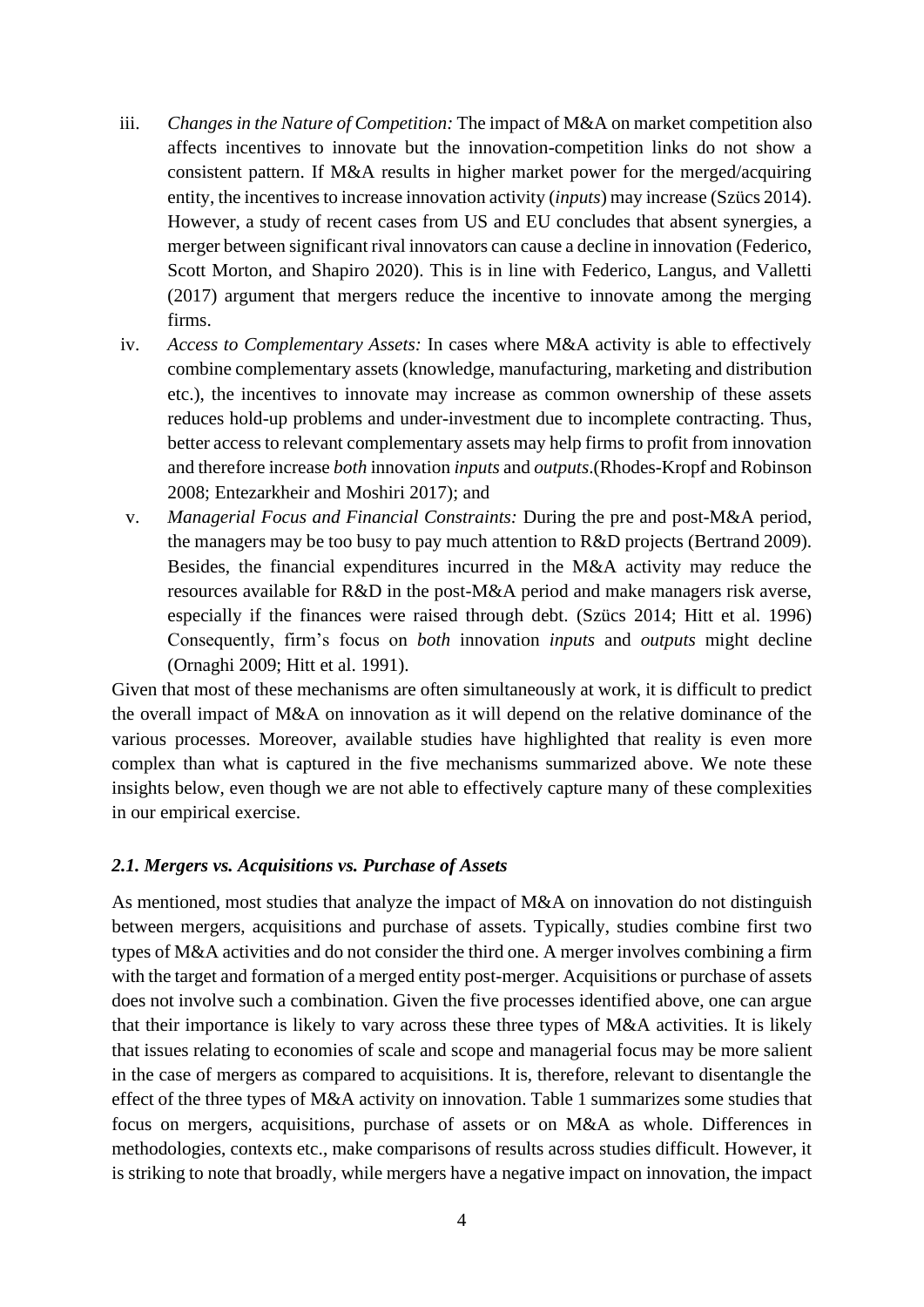iii. *Changes in the Nature of Competition:* The impact of M&A on market competition also affects incentives to innovate but the innovation-competition links do not show a consistent pattern. If M&A results in higher market power for the merged/acquiring entity, the incentives to increase innovation activity (*inputs*) may increase (Szücs 2014). However, a study of recent cases from US and EU concludes that absent synergies, a merger between significant rival innovators can cause a decline in innovation (Federico, Scott Morton, and Shapiro 2020). This is in line with Federico, Langus, and Valletti (2017) argument that mergers reduce the incentive to innovate among the merging firms.

iv. *Access to Complementary Assets:* In cases where M&A activity is able to effectively combine complementary assets (knowledge, manufacturing, marketing and distribution etc.), the incentives to innovate may increase as common ownership of these assets reduces hold-up problems and under-investment due to incomplete contracting. Thus, better access to relevant complementary assets may help firms to profit from innovation and therefore increase *both* innovation *inputs* and *outputs*.(Rhodes-Kropf and Robinson 2008; Entezarkheir and Moshiri 2017); and

v. *Managerial Focus and Financial Constraints:* During the pre and post-M&A period, the managers may be too busy to pay much attention to R&D projects (Bertrand 2009). Besides, the financial expenditures incurred in the M&A activity may reduce the resources available for R&D in the post-M&A period and make managers risk averse, especially if the finances were raised through debt. (Szücs 2014; Hitt et al. 1996) Consequently, firm's focus on *both* innovation *inputs* and *outputs* might decline (Ornaghi 2009; Hitt et al. 1991).

Given that most of these mechanisms are often simultaneously at work, it is difficult to predict the overall impact of M&A on innovation as it will depend on the relative dominance of the various processes. Moreover, available studies have highlighted that reality is even more complex than what is captured in the five mechanisms summarized above. We note these insights below, even though we are not able to effectively capture many of these complexities in our empirical exercise.

### *2.1. Mergers vs. Acquisitions vs. Purchase of Assets*

As mentioned, most studies that analyze the impact of M&A on innovation do not distinguish between mergers, acquisitions and purchase of assets. Typically, studies combine first two types of M&A activities and do not consider the third one. A merger involves combining a firm with the target and formation of a merged entity post-merger. Acquisitions or purchase of assets does not involve such a combination. Given the five processes identified above, one can argue that their importance is likely to vary across these three types of M&A activities. It is likely that issues relating to economies of scale and scope and managerial focus may be more salient in the case of mergers as compared to acquisitions. It is, therefore, relevant to disentangle the effect of the three types of M&A activity on innovation. Table 1 summarizes some studies that focus on mergers, acquisitions, purchase of assets or on M&A as whole. Differences in methodologies, contexts etc., make comparisons of results across studies difficult. However, it is striking to note that broadly, while mergers have a negative impact on innovation, the impact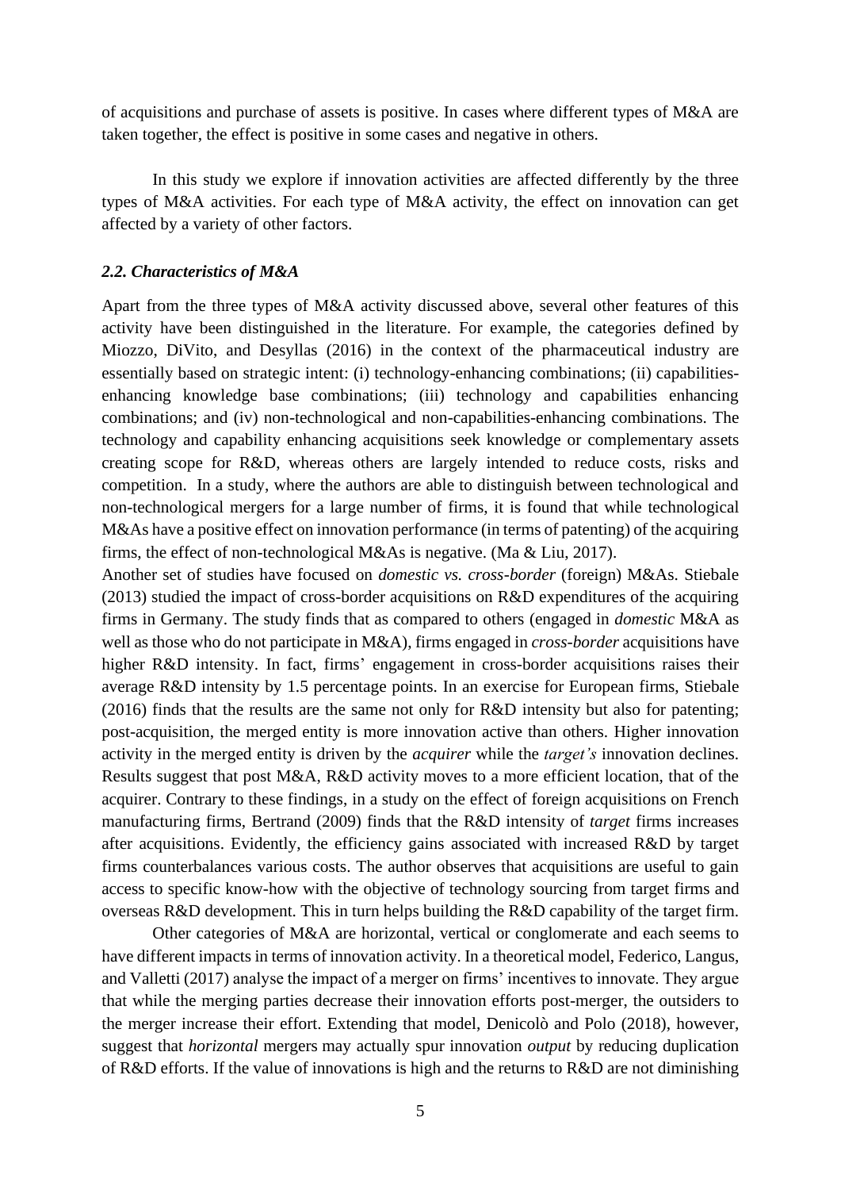of acquisitions and purchase of assets is positive. In cases where different types of M&A are taken together, the effect is positive in some cases and negative in others.

In this study we explore if innovation activities are affected differently by the three types of M&A activities. For each type of M&A activity, the effect on innovation can get affected by a variety of other factors.

### *2.2. Characteristics of M&A*

Apart from the three types of M&A activity discussed above, several other features of this activity have been distinguished in the literature. For example, the categories defined by Miozzo, DiVito, and Desyllas (2016) in the context of the pharmaceutical industry are essentially based on strategic intent: (i) technology-enhancing combinations; (ii) capabilities-enhancing knowledge base combinations; (iii) technology and capabilities enhancing combinations; and (iv) non-technological and non-capabilities-enhancing combinations. The technology and capability enhancing acquisitions seek knowledge or complementary assets creating scope for R&D, whereas others are largely intended to reduce costs, risks and competition. In a study, where the authors are able to distinguish between technological and non-technological mergers for a large number of firms, it is found that while technological M&As have a positive effect on innovation performance (in terms of patenting) of the acquiring firms, the effect of non-technological M&As is negative. (Ma & Liu, 2017).

Another set of studies have focused on *domestic vs. cross-border* (foreign) M&As. Stiebale (2013) studied the impact of cross-border acquisitions on R&D expenditures of the acquiring firms in Germany. The study finds that as compared to others (engaged in *domestic* M&A as well as those who do not participate in M&A), firms engaged in *cross-border* acquisitions have higher R&D intensity. In fact, firms' engagement in cross-border acquisitions raises their average R&D intensity by 1.5 percentage points. In an exercise for European firms, Stiebale (2016) finds that the results are the same not only for R&D intensity but also for patenting; post-acquisition, the merged entity is more innovation active than others. Higher innovation activity in the merged entity is driven by the *acquirer* while the *target's* innovation declines. Results suggest that post M&A, R&D activity moves to a more efficient location, that of the acquirer. Contrary to these findings, in a study on the effect of foreign acquisitions on French manufacturing firms, Bertrand (2009) finds that the R&D intensity of *target* firms increases after acquisitions. Evidently, the efficiency gains associated with increased R&D by target firms counterbalances various costs. The author observes that acquisitions are useful to gain access to specific know-how with the objective of technology sourcing from target firms and overseas R&D development. This in turn helps building the R&D capability of the target firm.

Other categories of M&A are horizontal, vertical or conglomerate and each seems to have different impacts in terms of innovation activity. In a theoretical model, Federico, Langus, and Valletti (2017) analyse the impact of a merger on firms' incentives to innovate. They argue that while the merging parties decrease their innovation efforts post-merger, the outsiders to the merger increase their effort. Extending that model, Denicolò and Polo (2018), however, suggest that *horizontal* mergers may actually spur innovation *output* by reducing duplication of R&D efforts. If the value of innovations is high and the returns to R&D are not diminishing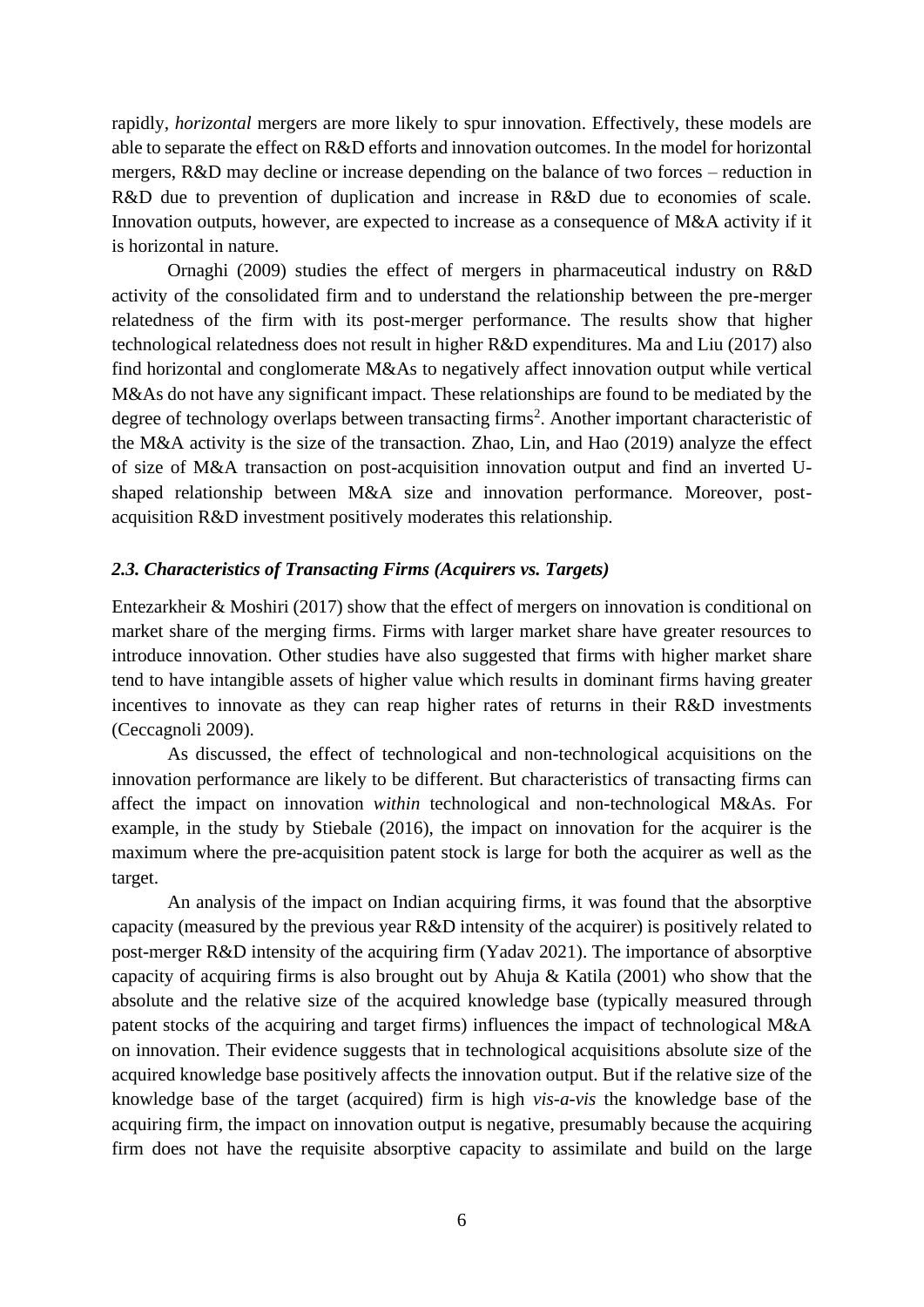rapidly, *horizontal* mergers are more likely to spur innovation. Effectively, these models are able to separate the effect on R&D efforts and innovation outcomes. In the model for horizontal mergers, R&D may decline or increase depending on the balance of two forces – reduction in R&D due to prevention of duplication and increase in R&D due to economies of scale. Innovation outputs, however, are expected to increase as a consequence of M&A activity if it is horizontal in nature.

Ornaghi (2009) studies the effect of mergers in pharmaceutical industry on R&D activity of the consolidated firm and to understand the relationship between the pre-merger relatedness of the firm with its post-merger performance. The results show that higher technological relatedness does not result in higher R&D expenditures. Ma and Liu (2017) also find horizontal and conglomerate M&As to negatively affect innovation output while vertical M&As do not have any significant impact. These relationships are found to be mediated by the degree of technology overlaps between transacting firms[2]. Another important characteristic of the M&A activity is the size of the transaction. Zhao, Lin, and Hao (2019) analyze the effect of size of M&A transaction on post-acquisition innovation output and find an inverted U-shaped relationship between M&A size and innovation performance. Moreover, post-acquisition R&D investment positively moderates this relationship.

### *2.3. Characteristics of Transacting Firms (Acquirers vs. Targets)*

Entezarkheir & Moshiri (2017) show that the effect of mergers on innovation is conditional on market share of the merging firms. Firms with larger market share have greater resources to introduce innovation. Other studies have also suggested that firms with higher market share tend to have intangible assets of higher value which results in dominant firms having greater incentives to innovate as they can reap higher rates of returns in their R&D investments (Ceccagnoli 2009).

As discussed, the effect of technological and non-technological acquisitions on the innovation performance are likely to be different. But characteristics of transacting firms can affect the impact on innovation *within* technological and non-technological M&As. For example, in the study by Stiebale (2016), the impact on innovation for the acquirer is the maximum where the pre-acquisition patent stock is large for both the acquirer as well as the target.

An analysis of the impact on Indian acquiring firms, it was found that the absorptive capacity (measured by the previous year R&D intensity of the acquirer) is positively related to post-merger R&D intensity of the acquiring firm (Yadav 2021). The importance of absorptive capacity of acquiring firms is also brought out by Ahuja & Katila (2001) who show that the absolute and the relative size of the acquired knowledge base (typically measured through patent stocks of the acquiring and target firms) influences the impact of technological M&A on innovation. Their evidence suggests that in technological acquisitions absolute size of the acquired knowledge base positively affects the innovation output. But if the relative size of the knowledge base of the target (acquired) firm is high *vis-a-vis* the knowledge base of the acquiring firm, the impact on innovation output is negative, presumably because the acquiring firm does not have the requisite absorptive capacity to assimilate and build on the large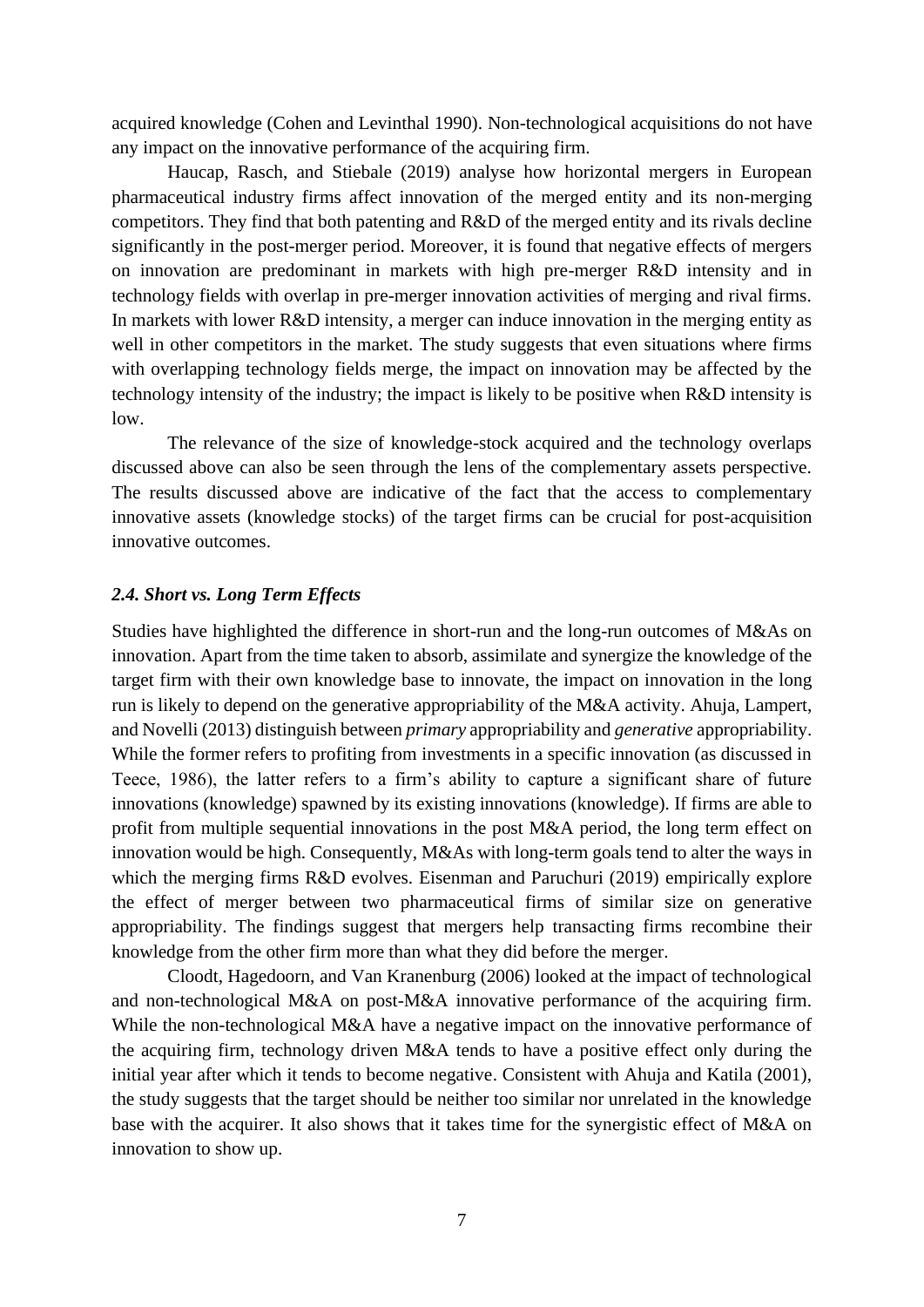acquired knowledge (Cohen and Levinthal 1990). Non-technological acquisitions do not have any impact on the innovative performance of the acquiring firm.

Haucap, Rasch, and Stiebale (2019) analyse how horizontal mergers in European pharmaceutical industry firms affect innovation of the merged entity and its non-merging competitors. They find that both patenting and R&D of the merged entity and its rivals decline significantly in the post-merger period. Moreover, it is found that negative effects of mergers on innovation are predominant in markets with high pre-merger R&D intensity and in technology fields with overlap in pre-merger innovation activities of merging and rival firms. In markets with lower R&D intensity, a merger can induce innovation in the merging entity as well in other competitors in the market. The study suggests that even situations where firms with overlapping technology fields merge, the impact on innovation may be affected by the technology intensity of the industry; the impact is likely to be positive when R&D intensity is low.

The relevance of the size of knowledge-stock acquired and the technology overlaps discussed above can also be seen through the lens of the complementary assets perspective. The results discussed above are indicative of the fact that the access to complementary innovative assets (knowledge stocks) of the target firms can be crucial for post-acquisition innovative outcomes.

### *2.4. Short vs. Long Term Effects*

Studies have highlighted the difference in short-run and the long-run outcomes of M&As on innovation. Apart from the time taken to absorb, assimilate and synergize the knowledge of the target firm with their own knowledge base to innovate, the impact on innovation in the long run is likely to depend on the generative appropriability of the M&A activity. Ahuja, Lampert, and Novelli (2013) distinguish between *primary* appropriability and *generative* appropriability. While the former refers to profiting from investments in a specific innovation (as discussed in Teece, 1986), the latter refers to a firm's ability to capture a significant share of future innovations (knowledge) spawned by its existing innovations (knowledge). If firms are able to profit from multiple sequential innovations in the post M&A period, the long term effect on innovation would be high. Consequently, M&As with long-term goals tend to alter the ways in which the merging firms R&D evolves. Eisenman and Paruchuri (2019) empirically explore the effect of merger between two pharmaceutical firms of similar size on generative appropriability. The findings suggest that mergers help transacting firms recombine their knowledge from the other firm more than what they did before the merger.

Cloodt, Hagedoorn, and Van Kranenburg (2006) looked at the impact of technological and non-technological M&A on post-M&A innovative performance of the acquiring firm. While the non-technological M&A have a negative impact on the innovative performance of the acquiring firm, technology driven M&A tends to have a positive effect only during the initial year after which it tends to become negative. Consistent with Ahuja and Katila (2001), the study suggests that the target should be neither too similar nor unrelated in the knowledge base with the acquirer. It also shows that it takes time for the synergistic effect of M&A on innovation to show up.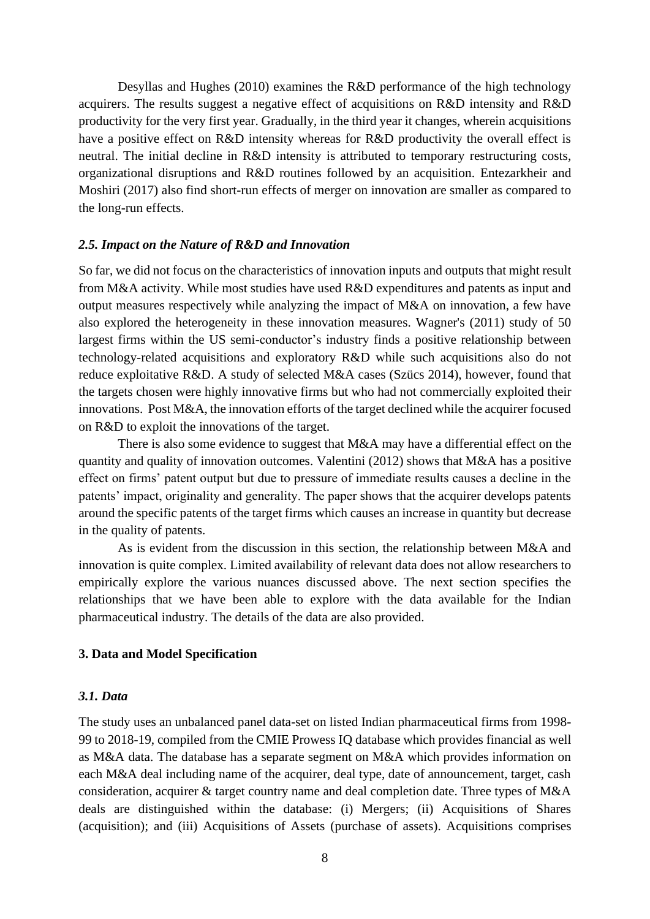Desyllas and Hughes (2010) examines the R&D performance of the high technology acquirers. The results suggest a negative effect of acquisitions on R&D intensity and R&D productivity for the very first year. Gradually, in the third year it changes, wherein acquisitions have a positive effect on R&D intensity whereas for R&D productivity the overall effect is neutral. The initial decline in R&D intensity is attributed to temporary restructuring costs, organizational disruptions and R&D routines followed by an acquisition. Entezarkheir and Moshiri (2017) also find short-run effects of merger on innovation are smaller as compared to the long-run effects.

### *2.5. Impact on the Nature of R&D and Innovation*

So far, we did not focus on the characteristics of innovation inputs and outputs that might result from M&A activity. While most studies have used R&D expenditures and patents as input and output measures respectively while analyzing the impact of M&A on innovation, a few have also explored the heterogeneity in these innovation measures. Wagner's (2011) study of 50 largest firms within the US semi-conductor's industry finds a positive relationship between technology-related acquisitions and exploratory R&D while such acquisitions also do not reduce exploitative R&D. A study of selected M&A cases (Szücs 2014), however, found that the targets chosen were highly innovative firms but who had not commercially exploited their innovations. Post M&A, the innovation efforts of the target declined while the acquirer focused on R&D to exploit the innovations of the target.

There is also some evidence to suggest that M&A may have a differential effect on the quantity and quality of innovation outcomes. Valentini (2012) shows that M&A has a positive effect on firms' patent output but due to pressure of immediate results causes a decline in the patents' impact, originality and generality. The paper shows that the acquirer develops patents around the specific patents of the target firms which causes an increase in quantity but decrease in the quality of patents.

As is evident from the discussion in this section, the relationship between M&A and innovation is quite complex. Limited availability of relevant data does not allow researchers to empirically explore the various nuances discussed above. The next section specifies the relationships that we have been able to explore with the data available for the Indian pharmaceutical industry. The details of the data are also provided.

## 3. Data and Model Specification

### *3.1. Data*

The study uses an unbalanced panel data-set on listed Indian pharmaceutical firms from 1998-99 to 2018-19, compiled from the CMIE Prowess IQ database which provides financial as well as M&A data. The database has a separate segment on M&A which provides information on each M&A deal including name of the acquirer, deal type, date of announcement, target, cash consideration, acquirer & target country name and deal completion date. Three types of M&A deals are distinguished within the database: (i) Mergers; (ii) Acquisitions of Shares (acquisition); and (iii) Acquisitions of Assets (purchase of assets). Acquisitions comprises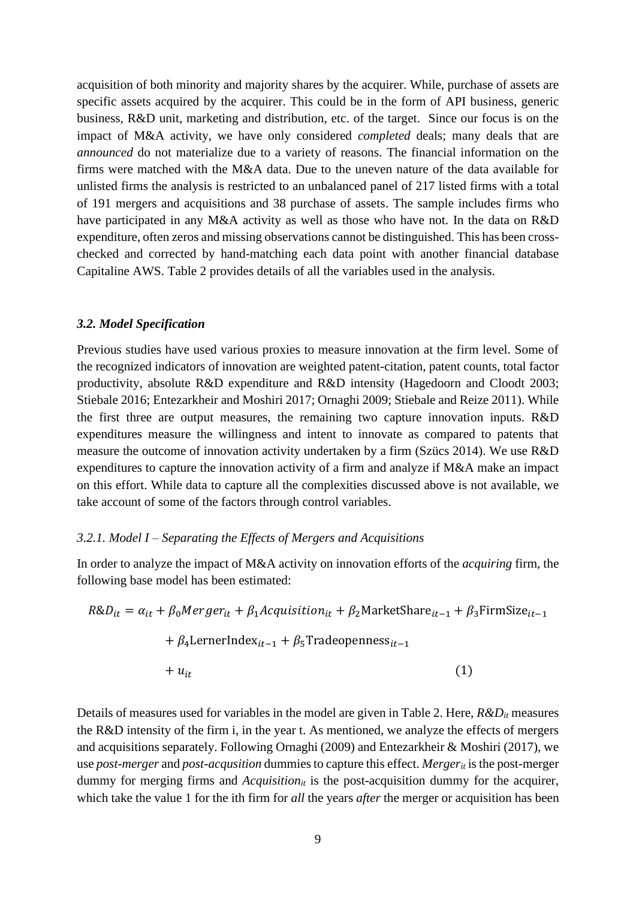acquisition of both minority and majority shares by the acquirer. While, purchase of assets are specific assets acquired by the acquirer. This could be in the form of API business, generic business, R&D unit, marketing and distribution, etc. of the target. Since our focus is on the impact of M&A activity, we have only considered *completed* deals; many deals that are *announced* do not materialize due to a variety of reasons. The financial information on the firms were matched with the M&A data. Due to the uneven nature of the data available for unlisted firms the analysis is restricted to an unbalanced panel of 217 listed firms with a total of 191 mergers and acquisitions and 38 purchase of assets. The sample includes firms who have participated in any M&A activity as well as those who have not. In the data on R&D expenditure, often zeros and missing observations cannot be distinguished. This has been cross-checked and corrected by hand-matching each data point with another financial database Capitaline AWS. Table 2 provides details of all the variables used in the analysis.

### *3.2. Model Specification*

Previous studies have used various proxies to measure innovation at the firm level. Some of the recognized indicators of innovation are weighted patent-citation, patent counts, total factor productivity, absolute R&D expenditure and R&D intensity (Hagedoorn and Cloodt 2003; Stiebale 2016; Entezarkheir and Moshiri 2017; Ornaghi 2009; Stiebale and Reize 2011). While the first three are output measures, the remaining two capture innovation inputs. R&D expenditures measure the willingness and intent to innovate as compared to patents that measure the outcome of innovation activity undertaken by a firm (Szücs 2014). We use R&D expenditures to capture the innovation activity of a firm and analyze if M&A make an impact on this effort. While data to capture all the complexities discussed above is not available, we take account of some of the factors through control variables.

#### *3.2.1. Model I – Separating the Effects of Mergers and Acquisitions*

In order to analyze the impact of M&A activity on innovation efforts of the *acquiring* firm, the following base model has been estimated:

$$
\begin{aligned}
R\&D_{it} = {} & \alpha_{it} + \beta_0 Merger_{it} + \beta_1 Acquisition_{it} + \beta_2 \text{MarketShare}_{it-1} + \beta_3 \text{FirmSize}_{it-1} \\
& + \beta_4 \text{LernerIndex}_{it-1} + \beta_5 \text{Tradeopenness}_{it-1} \\
& + u_{it} \qquad (1)
\end{aligned}
$$

Details of measures used for variables in the model are given in Table 2. Here, $R\&D_{it}$ measures the R&D intensity of the firm i, in the year t. As mentioned, we analyze the effects of mergers and acquisitions separately. Following Ornaghi (2009) and Entezarkheir & Moshiri (2017), we use *post-merger* and *post-acqusition* dummies to capture this effect. $Merger_{it}$ is the post-merger dummy for merging firms and $Acquisition_{it}$ is the post-acquisition dummy for the acquirer, which take the value 1 for the ith firm for *all* the years *after* the merger or acquisition has been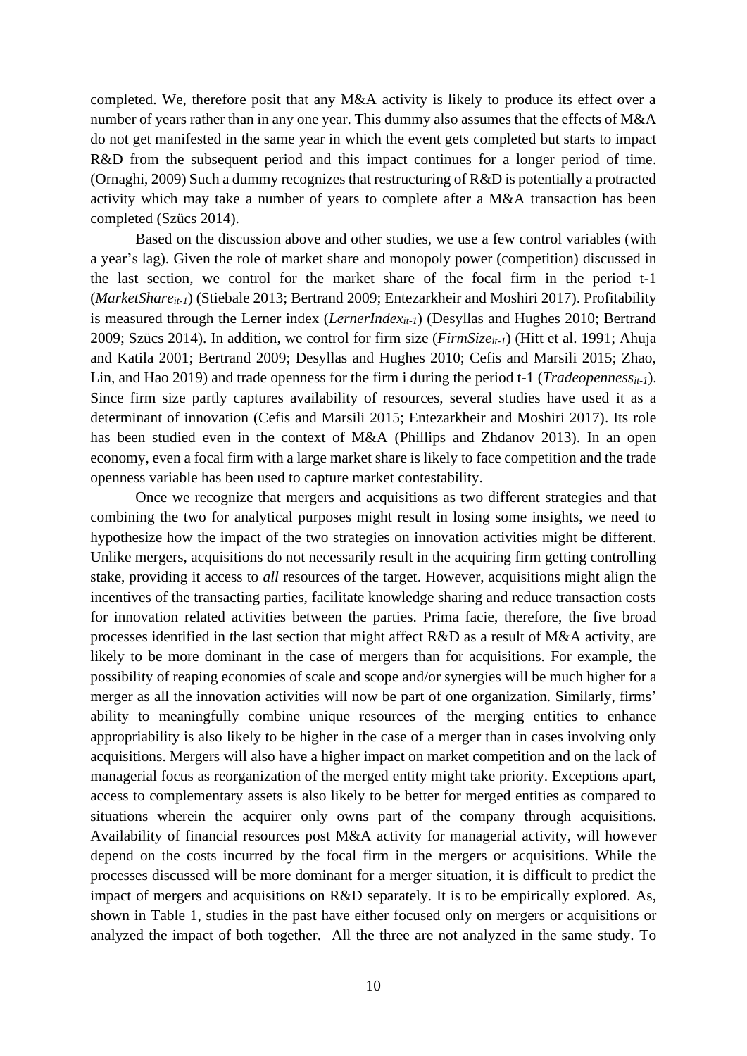completed. We, therefore posit that any M&A activity is likely to produce its effect over a number of years rather than in any one year. This dummy also assumes that the effects of M&A do not get manifested in the same year in which the event gets completed but starts to impact R&D from the subsequent period and this impact continues for a longer period of time. (Ornaghi, 2009) Such a dummy recognizes that restructuring of R&D is potentially a protracted activity which may take a number of years to complete after a M&A transaction has been completed (Szücs 2014).

Based on the discussion above and other studies, we use a few control variables (with a year's lag). Given the role of market share and monopoly power (competition) discussed in the last section, we control for the market share of the focal firm in the period t-1 ($MarketShare_{it-1}$) (Stiebale 2013; Bertrand 2009; Entezarkheir and Moshiri 2017). Profitability is measured through the Lerner index ($LernerIndex_{it-1}$) (Desyllas and Hughes 2010; Bertrand 2009; Szücs 2014). In addition, we control for firm size ($FirmSize_{it-1}$) (Hitt et al. 1991; Ahuja and Katila 2001; Bertrand 2009; Desyllas and Hughes 2010; Cefis and Marsili 2015; Zhao, Lin, and Hao 2019) and trade openness for the firm i during the period t-1 ($Tradeopenness_{it-1}$). Since firm size partly captures availability of resources, several studies have used it as a determinant of innovation (Cefis and Marsili 2015; Entezarkheir and Moshiri 2017). Its role has been studied even in the context of M&A (Phillips and Zhdanov 2013). In an open economy, even a focal firm with a large market share is likely to face competition and the trade openness variable has been used to capture market contestability.

Once we recognize that mergers and acquisitions as two different strategies and that combining the two for analytical purposes might result in losing some insights, we need to hypothesize how the impact of the two strategies on innovation activities might be different. Unlike mergers, acquisitions do not necessarily result in the acquiring firm getting controlling stake, providing it access to *all* resources of the target. However, acquisitions might align the incentives of the transacting parties, facilitate knowledge sharing and reduce transaction costs for innovation related activities between the parties. Prima facie, therefore, the five broad processes identified in the last section that might affect R&D as a result of M&A activity, are likely to be more dominant in the case of mergers than for acquisitions. For example, the possibility of reaping economies of scale and scope and/or synergies will be much higher for a merger as all the innovation activities will now be part of one organization. Similarly, firms' ability to meaningfully combine unique resources of the merging entities to enhance appropriability is also likely to be higher in the case of a merger than in cases involving only acquisitions. Mergers will also have a higher impact on market competition and on the lack of managerial focus as reorganization of the merged entity might take priority. Exceptions apart, access to complementary assets is also likely to be better for merged entities as compared to situations wherein the acquirer only owns part of the company through acquisitions. Availability of financial resources post M&A activity for managerial activity, will however depend on the costs incurred by the focal firm in the mergers or acquisitions. While the processes discussed will be more dominant for a merger situation, it is difficult to predict the impact of mergers and acquisitions on R&D separately. It is to be empirically explored. As, shown in Table 1, studies in the past have either focused only on mergers or acquisitions or analyzed the impact of both together. All the three are not analyzed in the same study. To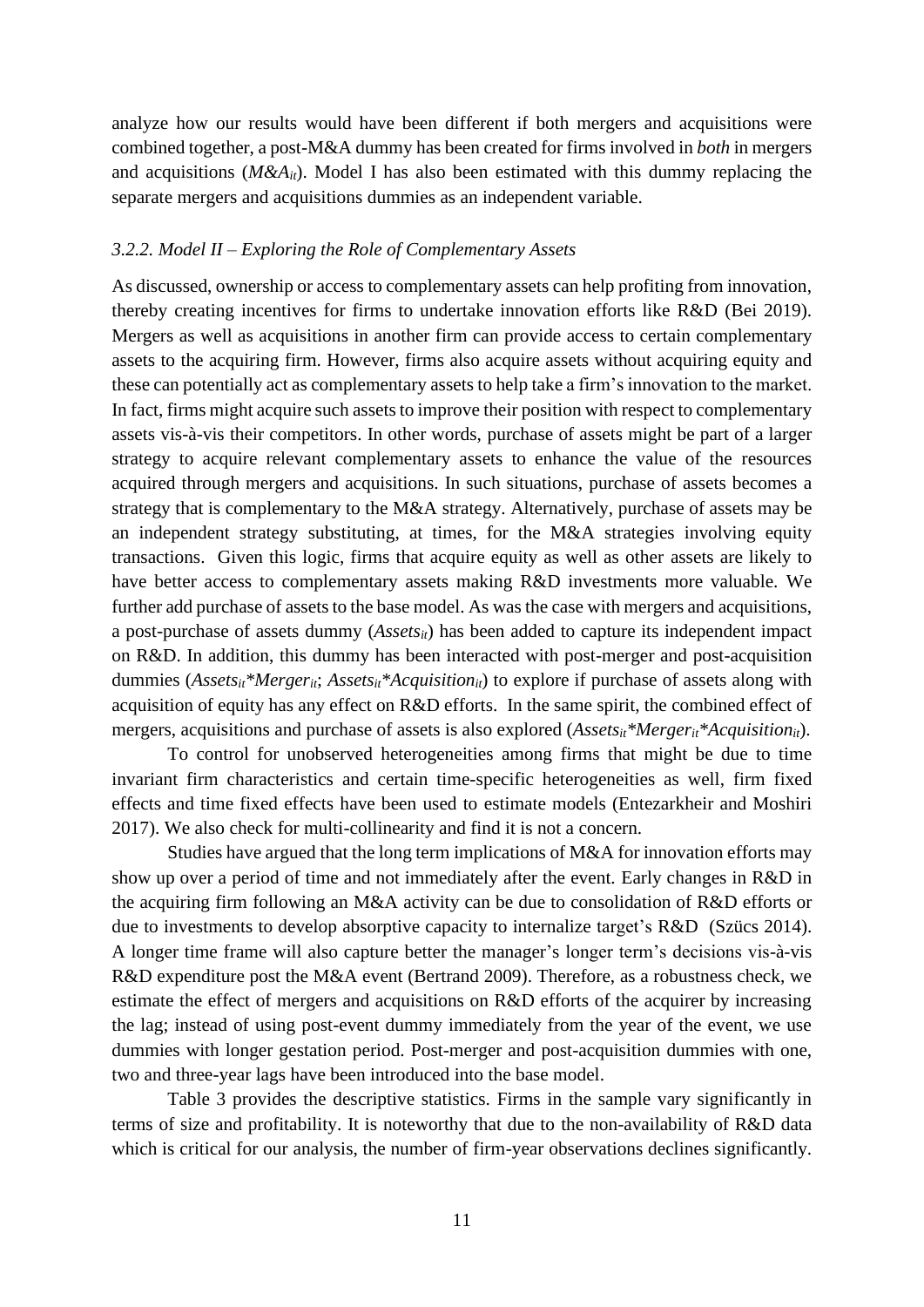analyze how our results would have been different if both mergers and acquisitions were combined together, a post-M&A dummy has been created for firms involved in *both* in mergers and acquisitions ($M\&A_{it}$). Model I has also been estimated with this dummy replacing the separate mergers and acquisitions dummies as an independent variable.

### *3.2.2. Model II – Exploring the Role of Complementary Assets*

As discussed, ownership or access to complementary assets can help profiting from innovation, thereby creating incentives for firms to undertake innovation efforts like R&D (Bei 2019). Mergers as well as acquisitions in another firm can provide access to certain complementary assets to the acquiring firm. However, firms also acquire assets without acquiring equity and these can potentially act as complementary assets to help take a firm's innovation to the market. In fact, firms might acquire such assets to improve their position with respect to complementary assets vis-à-vis their competitors. In other words, purchase of assets might be part of a larger strategy to acquire relevant complementary assets to enhance the value of the resources acquired through mergers and acquisitions. In such situations, purchase of assets becomes a strategy that is complementary to the M&A strategy. Alternatively, purchase of assets may be an independent strategy substituting, at times, for the M&A strategies involving equity transactions. Given this logic, firms that acquire equity as well as other assets are likely to have better access to complementary assets making R&D investments more valuable. We further add purchase of assets to the base model. As was the case with mergers and acquisitions, a post-purchase of assets dummy ($Assets_{it}$) has been added to capture its independent impact on R&D. In addition, this dummy has been interacted with post-merger and post-acquisition dummies ($Assets_{it}*Merger_{it}$; $Assets_{it}*Acquisition_{it}$) to explore if purchase of assets along with acquisition of equity has any effect on R&D efforts. In the same spirit, the combined effect of mergers, acquisitions and purchase of assets is also explored ($Assets_{it}*Merger_{it}*Acquisition_{it}$).

To control for unobserved heterogeneities among firms that might be due to time invariant firm characteristics and certain time-specific heterogeneities as well, firm fixed effects and time fixed effects have been used to estimate models (Entezarkheir and Moshiri 2017). We also check for multi-collinearity and find it is not a concern.

Studies have argued that the long term implications of M&A for innovation efforts may show up over a period of time and not immediately after the event. Early changes in R&D in the acquiring firm following an M&A activity can be due to consolidation of R&D efforts or due to investments to develop absorptive capacity to internalize target's R&D (Szücs 2014). A longer time frame will also capture better the manager's longer term's decisions vis-à-vis R&D expenditure post the M&A event (Bertrand 2009). Therefore, as a robustness check, we estimate the effect of mergers and acquisitions on R&D efforts of the acquirer by increasing the lag; instead of using post-event dummy immediately from the year of the event, we use dummies with longer gestation period. Post-merger and post-acquisition dummies with one, two and three-year lags have been introduced into the base model.

Table 3 provides the descriptive statistics. Firms in the sample vary significantly in terms of size and profitability. It is noteworthy that due to the non-availability of R&D data which is critical for our analysis, the number of firm-year observations declines significantly.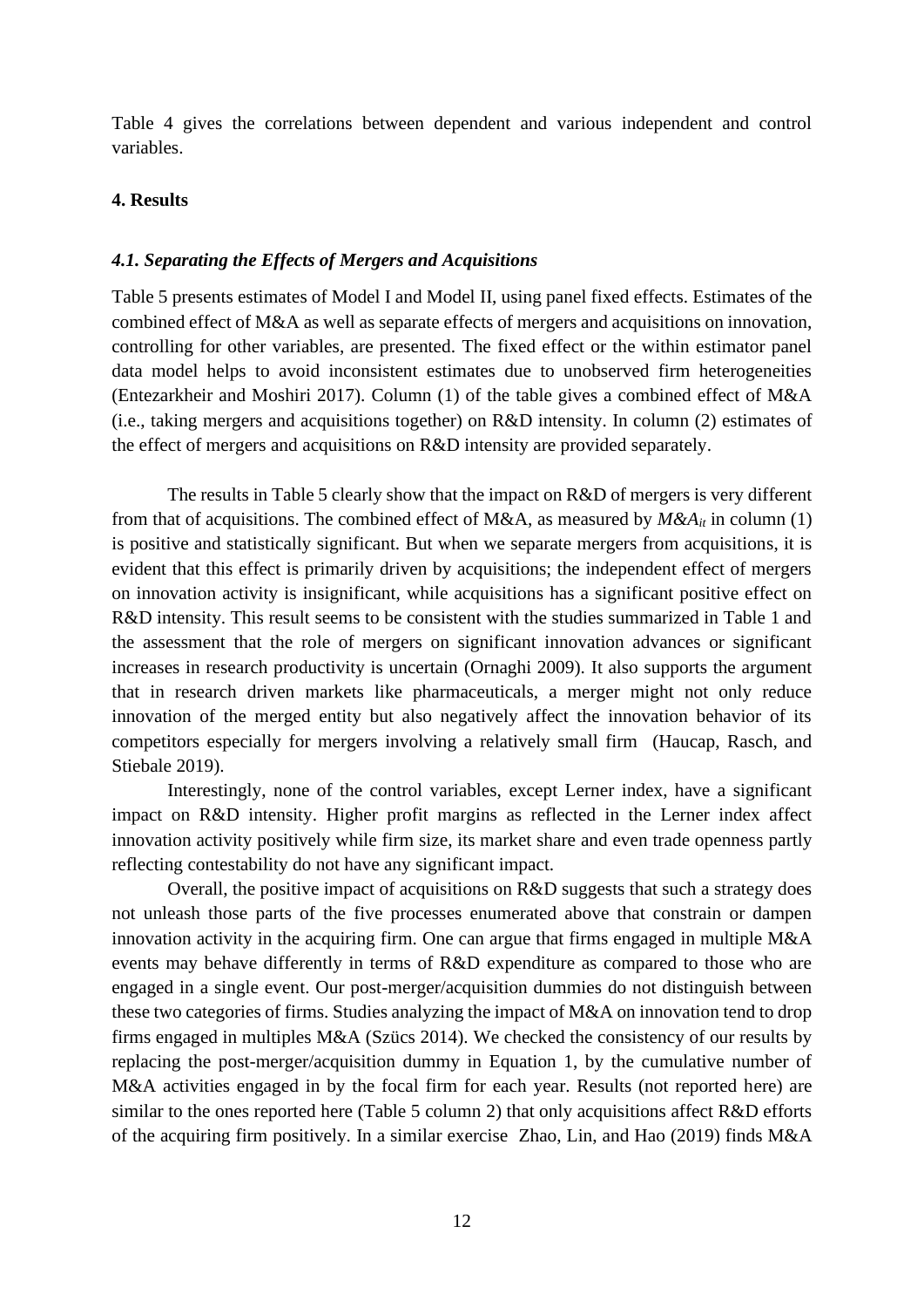Table 4 gives the correlations between dependent and various independent and control variables.

## 4. Results

### *4.1. Separating the Effects of Mergers and Acquisitions*

Table 5 presents estimates of Model I and Model II, using panel fixed effects. Estimates of the combined effect of M&A as well as separate effects of mergers and acquisitions on innovation, controlling for other variables, are presented. The fixed effect or the within estimator panel data model helps to avoid inconsistent estimates due to unobserved firm heterogeneities (Entezarkheir and Moshiri 2017). Column (1) of the table gives a combined effect of M&A (i.e., taking mergers and acquisitions together) on R&D intensity. In column (2) estimates of the effect of mergers and acquisitions on R&D intensity are provided separately.

The results in Table 5 clearly show that the impact on R&D of mergers is very different from that of acquisitions. The combined effect of M&A, as measured by $M\&A_{it}$ in column (1) is positive and statistically significant. But when we separate mergers from acquisitions, it is evident that this effect is primarily driven by acquisitions; the independent effect of mergers on innovation activity is insignificant, while acquisitions has a significant positive effect on R&D intensity. This result seems to be consistent with the studies summarized in Table 1 and the assessment that the role of mergers on significant innovation advances or significant increases in research productivity is uncertain (Ornaghi 2009). It also supports the argument that in research driven markets like pharmaceuticals, a merger might not only reduce innovation of the merged entity but also negatively affect the innovation behavior of its competitors especially for mergers involving a relatively small firm (Haucap, Rasch, and Stiebale 2019).

Interestingly, none of the control variables, except Lerner index, have a significant impact on R&D intensity. Higher profit margins as reflected in the Lerner index affect innovation activity positively while firm size, its market share and even trade openness partly reflecting contestability do not have any significant impact.

Overall, the positive impact of acquisitions on R&D suggests that such a strategy does not unleash those parts of the five processes enumerated above that constrain or dampen innovation activity in the acquiring firm. One can argue that firms engaged in multiple M&A events may behave differently in terms of R&D expenditure as compared to those who are engaged in a single event. Our post-merger/acquisition dummies do not distinguish between these two categories of firms. Studies analyzing the impact of M&A on innovation tend to drop firms engaged in multiples M&A (Szücs 2014). We checked the consistency of our results by replacing the post-merger/acquisition dummy in Equation 1, by the cumulative number of M&A activities engaged in by the focal firm for each year. Results (not reported here) are similar to the ones reported here (Table 5 column 2) that only acquisitions affect R&D efforts of the acquiring firm positively. In a similar exercise Zhao, Lin, and Hao (2019) finds M&A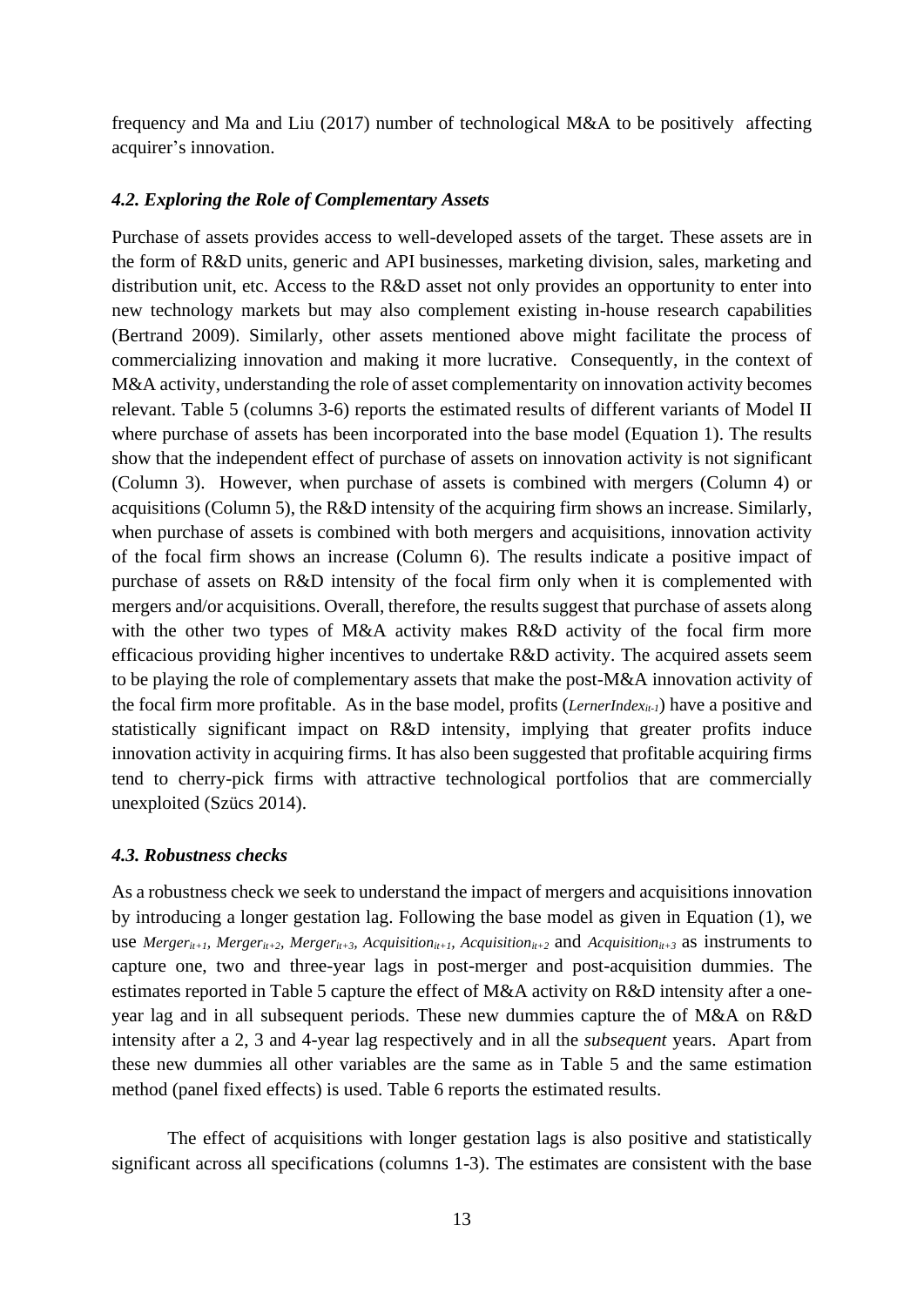frequency and Ma and Liu (2017) number of technological M&A to be positively  affecting acquirer's innovation.

### *4.2. Exploring the Role of Complementary Assets*

Purchase of assets provides access to well-developed assets of the target. These assets are in the form of R&D units, generic and API businesses, marketing division, sales, marketing and distribution unit, etc. Access to the R&D asset not only provides an opportunity to enter into new technology markets but may also complement existing in-house research capabilities (Bertrand 2009). Similarly, other assets mentioned above might facilitate the process of commercializing innovation and making it more lucrative.  Consequently, in the context of M&A activity, understanding the role of asset complementarity on innovation activity becomes relevant. Table 5 (columns 3-6) reports the estimated results of different variants of Model II where purchase of assets has been incorporated into the base model (Equation 1). The results show that the independent effect of purchase of assets on innovation activity is not significant (Column 3).  However, when purchase of assets is combined with mergers (Column 4) or acquisitions (Column 5), the R&D intensity of the acquiring firm shows an increase. Similarly, when purchase of assets is combined with both mergers and acquisitions, innovation activity of the focal firm shows an increase (Column 6). The results indicate a positive impact of purchase of assets on R&D intensity of the focal firm only when it is complemented with mergers and/or acquisitions. Overall, therefore, the results suggest that purchase of assets along with the other two types of M&A activity makes R&D activity of the focal firm more efficacious providing higher incentives to undertake R&D activity. The acquired assets seem to be playing the role of complementary assets that make the post-M&A innovation activity of the focal firm more profitable.  As in the base model, profits ($LernerIndex_{it-1}$) have a positive and statistically significant impact on R&D intensity, implying that greater profits induce innovation activity in acquiring firms. It has also been suggested that profitable acquiring firms tend to cherry-pick firms with attractive technological portfolios that are commercially unexploited (Szücs 2014).

### *4.3. Robustness checks*

As a robustness check we seek to understand the impact of mergers and acquisitions innovation by introducing a longer gestation lag. Following the base model as given in Equation (1), we use $Merger_{it+1}$, $Merger_{it+2}$, $Merger_{it+3}$, $Acquisition_{it+1}$, $Acquisition_{it+2}$ and $Acquisition_{it+3}$ as instruments to capture one, two and three-year lags in post-merger and post-acquisition dummies. The estimates reported in Table 5 capture the effect of M&A activity on R&D intensity after a one-year lag and in all subsequent periods. These new dummies capture the of M&A on R&D intensity after a 2, 3 and 4-year lag respectively and in all the *subsequent* years.  Apart from these new dummies all other variables are the same as in Table 5 and the same estimation method (panel fixed effects) is used. Table 6 reports the estimated results.

The effect of acquisitions with longer gestation lags is also positive and statistically significant across all specifications (columns 1-3). The estimates are consistent with the base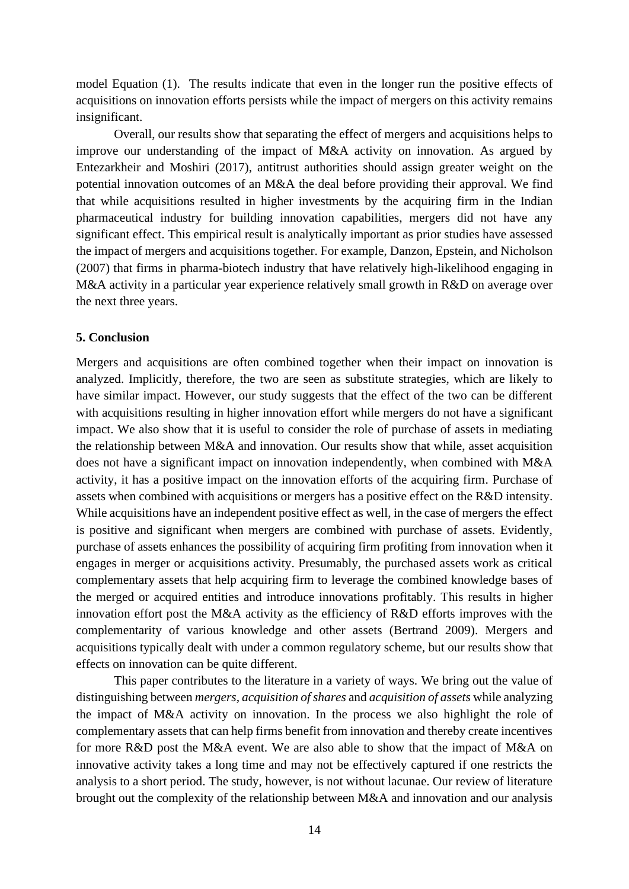model Equation (1). The results indicate that even in the longer run the positive effects of acquisitions on innovation efforts persists while the impact of mergers on this activity remains insignificant.

Overall, our results show that separating the effect of mergers and acquisitions helps to improve our understanding of the impact of M&A activity on innovation. As argued by Entezarkheir and Moshiri (2017), antitrust authorities should assign greater weight on the potential innovation outcomes of an M&A the deal before providing their approval. We find that while acquisitions resulted in higher investments by the acquiring firm in the Indian pharmaceutical industry for building innovation capabilities, mergers did not have any significant effect. This empirical result is analytically important as prior studies have assessed the impact of mergers and acquisitions together. For example, Danzon, Epstein, and Nicholson (2007) that firms in pharma-biotech industry that have relatively high-likelihood engaging in M&A activity in a particular year experience relatively small growth in R&D on average over the next three years.

**5. Conclusion**

Mergers and acquisitions are often combined together when their impact on innovation is analyzed. Implicitly, therefore, the two are seen as substitute strategies, which are likely to have similar impact. However, our study suggests that the effect of the two can be different with acquisitions resulting in higher innovation effort while mergers do not have a significant impact. We also show that it is useful to consider the role of purchase of assets in mediating the relationship between M&A and innovation. Our results show that while, asset acquisition does not have a significant impact on innovation independently, when combined with M&A activity, it has a positive impact on the innovation efforts of the acquiring firm. Purchase of assets when combined with acquisitions or mergers has a positive effect on the R&D intensity. While acquisitions have an independent positive effect as well, in the case of mergers the effect is positive and significant when mergers are combined with purchase of assets. Evidently, purchase of assets enhances the possibility of acquiring firm profiting from innovation when it engages in merger or acquisitions activity. Presumably, the purchased assets work as critical complementary assets that help acquiring firm to leverage the combined knowledge bases of the merged or acquired entities and introduce innovations profitably. This results in higher innovation effort post the M&A activity as the efficiency of R&D efforts improves with the complementarity of various knowledge and other assets (Bertrand 2009). Mergers and acquisitions typically dealt with under a common regulatory scheme, but our results show that effects on innovation can be quite different.

This paper contributes to the literature in a variety of ways. We bring out the value of distinguishing between *mergers*, *acquisition of shares* and *acquisition of assets* while analyzing the impact of M&A activity on innovation. In the process we also highlight the role of complementary assets that can help firms benefit from innovation and thereby create incentives for more R&D post the M&A event. We are also able to show that the impact of M&A on innovative activity takes a long time and may not be effectively captured if one restricts the analysis to a short period. The study, however, is not without lacunae. Our review of literature brought out the complexity of the relationship between M&A and innovation and our analysis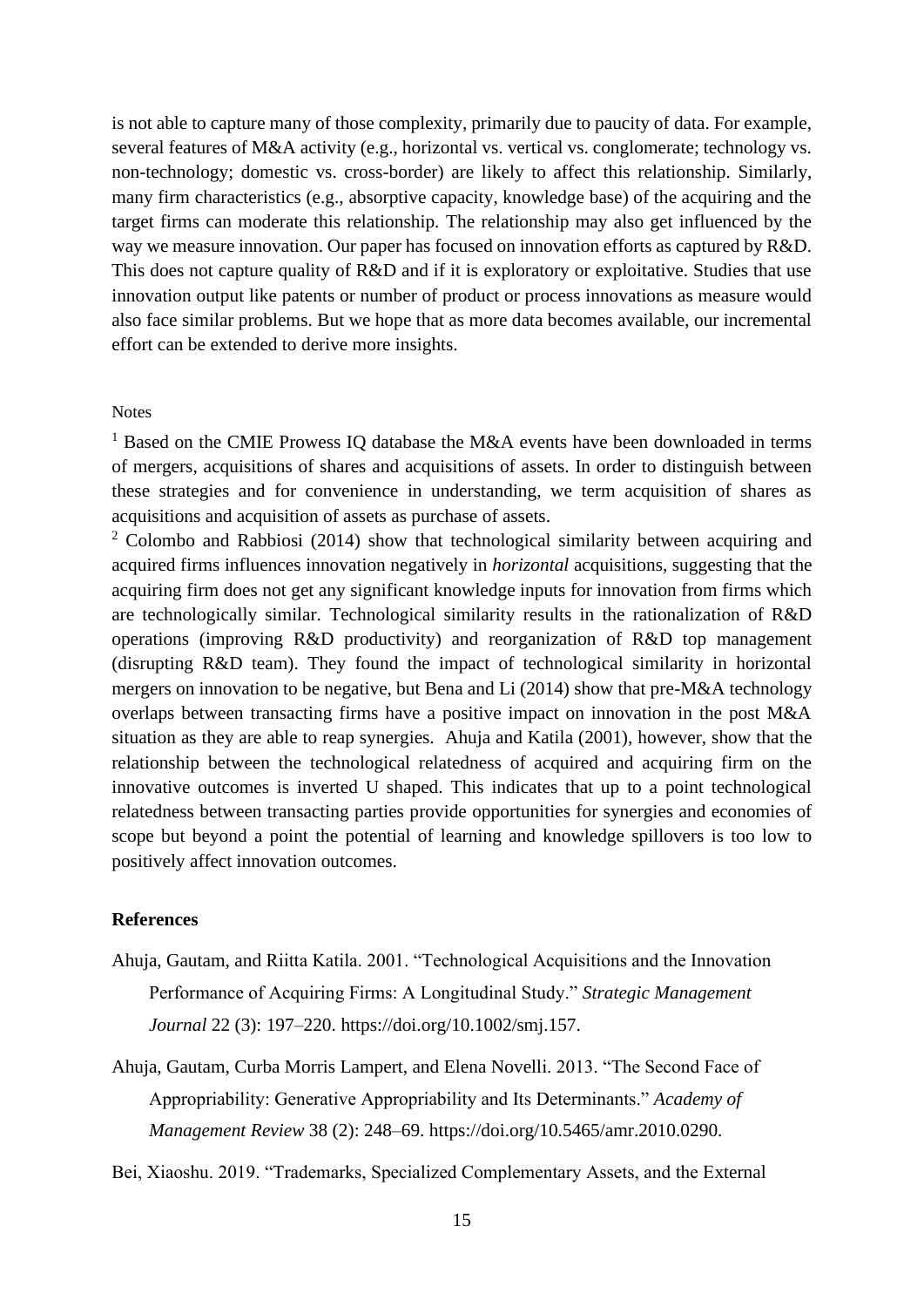is not able to capture many of those complexity, primarily due to paucity of data. For example, several features of M&A activity (e.g., horizontal vs. vertical vs. conglomerate; technology vs. non-technology; domestic vs. cross-border) are likely to affect this relationship. Similarly, many firm characteristics (e.g., absorptive capacity, knowledge base) of the acquiring and the target firms can moderate this relationship. The relationship may also get influenced by the way we measure innovation. Our paper has focused on innovation efforts as captured by R&D. This does not capture quality of R&D and if it is exploratory or exploitative. Studies that use innovation output like patents or number of product or process innovations as measure would also face similar problems. But we hope that as more data becomes available, our incremental effort can be extended to derive more insights.

Notes

[1] Based on the CMIE Prowess IQ database the M&A events have been downloaded in terms of mergers, acquisitions of shares and acquisitions of assets. In order to distinguish between these strategies and for convenience in understanding, we term acquisition of shares as acquisitions and acquisition of assets as purchase of assets.

[2] Colombo and Rabbiosi (2014) show that technological similarity between acquiring and acquired firms influences innovation negatively in *horizontal* acquisitions, suggesting that the acquiring firm does not get any significant knowledge inputs for innovation from firms which are technologically similar. Technological similarity results in the rationalization of R&D operations (improving R&D productivity) and reorganization of R&D top management (disrupting R&D team). They found the impact of technological similarity in horizontal mergers on innovation to be negative, but Bena and Li (2014) show that pre-M&A technology overlaps between transacting firms have a positive impact on innovation in the post M&A situation as they are able to reap synergies. Ahuja and Katila (2001), however, show that the relationship between the technological relatedness of acquired and acquiring firm on the innovative outcomes is inverted U shaped. This indicates that up to a point technological relatedness between transacting parties provide opportunities for synergies and economies of scope but beyond a point the potential of learning and knowledge spillovers is too low to positively affect innovation outcomes.

## References

Ahuja, Gautam, and Riitta Katila. 2001. "Technological Acquisitions and the Innovation Performance of Acquiring Firms: A Longitudinal Study." *Strategic Management Journal* 22 (3): 197–220. https://doi.org/10.1002/smj.157.

Ahuja, Gautam, Curba Morris Lampert, and Elena Novelli. 2013. "The Second Face of Appropriability: Generative Appropriability and Its Determinants." *Academy of Management Review* 38 (2): 248–69. https://doi.org/10.5465/amr.2010.0290.

Bei, Xiaoshu. 2019. "Trademarks, Specialized Complementary Assets, and the External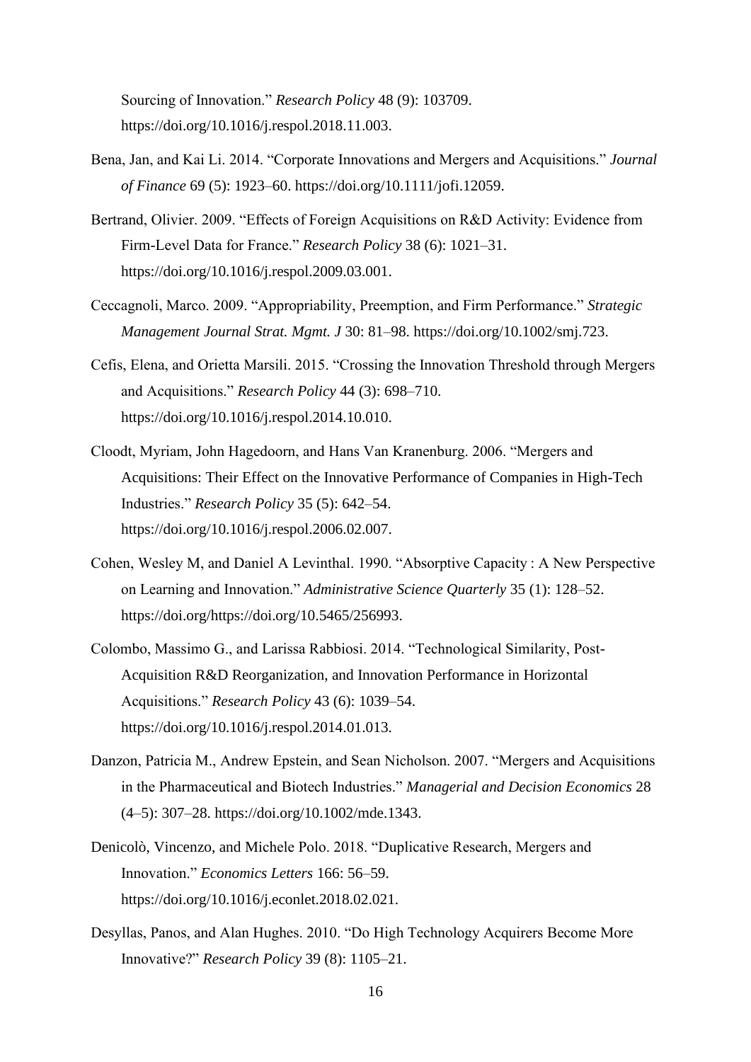Sourcing of Innovation." *Research Policy* 48 (9): 103709. https://doi.org/10.1016/j.respol.2018.11.003.

Bena, Jan, and Kai Li. 2014. "Corporate Innovations and Mergers and Acquisitions." *Journal of Finance* 69 (5): 1923–60. https://doi.org/10.1111/jofi.12059.

Bertrand, Olivier. 2009. "Effects of Foreign Acquisitions on R&D Activity: Evidence from Firm-Level Data for France." *Research Policy* 38 (6): 1021–31. https://doi.org/10.1016/j.respol.2009.03.001.

Ceccagnoli, Marco. 2009. "Appropriability, Preemption, and Firm Performance." *Strategic Management Journal Strat. Mgmt. J* 30: 81–98. https://doi.org/10.1002/smj.723.

Cefis, Elena, and Orietta Marsili. 2015. "Crossing the Innovation Threshold through Mergers and Acquisitions." *Research Policy* 44 (3): 698–710. https://doi.org/10.1016/j.respol.2014.10.010.

Cloodt, Myriam, John Hagedoorn, and Hans Van Kranenburg. 2006. "Mergers and Acquisitions: Their Effect on the Innovative Performance of Companies in High-Tech Industries." *Research Policy* 35 (5): 642–54. https://doi.org/10.1016/j.respol.2006.02.007.

Cohen, Wesley M, and Daniel A Levinthal. 1990. "Absorptive Capacity : A New Perspective on Learning and Innovation." *Administrative Science Quarterly* 35 (1): 128–52. https://doi.org/https://doi.org/10.5465/256993.

Colombo, Massimo G., and Larissa Rabbiosi. 2014. "Technological Similarity, Post-Acquisition R&D Reorganization, and Innovation Performance in Horizontal Acquisitions." *Research Policy* 43 (6): 1039–54. https://doi.org/10.1016/j.respol.2014.01.013.

Danzon, Patricia M., Andrew Epstein, and Sean Nicholson. 2007. "Mergers and Acquisitions in the Pharmaceutical and Biotech Industries." *Managerial and Decision Economics* 28 (4–5): 307–28. https://doi.org/10.1002/mde.1343.

Denicolò, Vincenzo, and Michele Polo. 2018. "Duplicative Research, Mergers and Innovation." *Economics Letters* 166: 56–59. https://doi.org/10.1016/j.econlet.2018.02.021.

Desyllas, Panos, and Alan Hughes. 2010. "Do High Technology Acquirers Become More Innovative?" *Research Policy* 39 (8): 1105–21.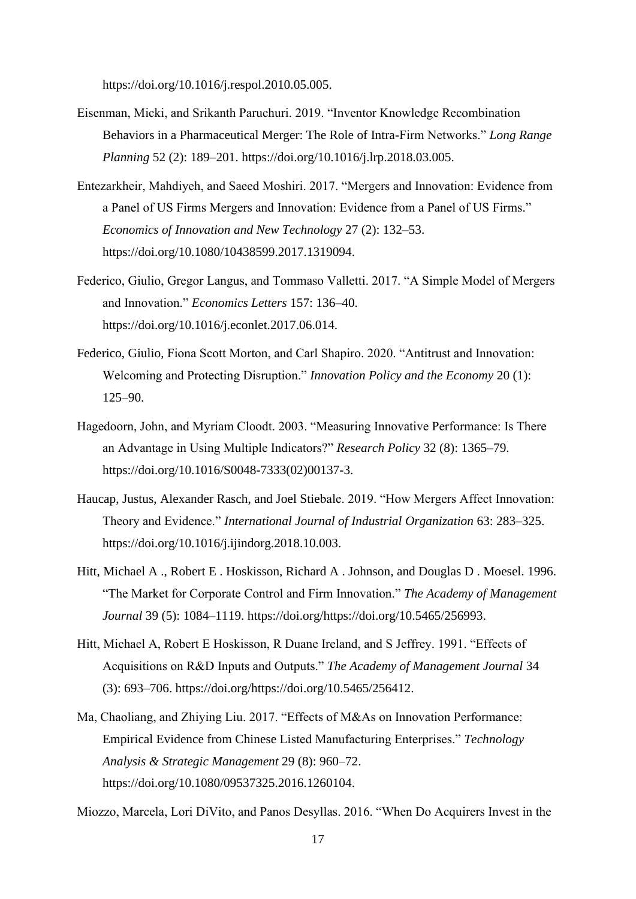https://doi.org/10.1016/j.respol.2010.05.005.

Eisenman, Micki, and Srikanth Paruchuri. 2019. "Inventor Knowledge Recombination Behaviors in a Pharmaceutical Merger: The Role of Intra-Firm Networks." *Long Range Planning* 52 (2): 189–201. https://doi.org/10.1016/j.lrp.2018.03.005.

Entezarkheir, Mahdiyeh, and Saeed Moshiri. 2017. "Mergers and Innovation: Evidence from a Panel of US Firms Mergers and Innovation: Evidence from a Panel of US Firms." *Economics of Innovation and New Technology* 27 (2): 132–53. https://doi.org/10.1080/10438599.2017.1319094.

Federico, Giulio, Gregor Langus, and Tommaso Valletti. 2017. "A Simple Model of Mergers and Innovation." *Economics Letters* 157: 136–40. https://doi.org/10.1016/j.econlet.2017.06.014.

Federico, Giulio, Fiona Scott Morton, and Carl Shapiro. 2020. "Antitrust and Innovation: Welcoming and Protecting Disruption." *Innovation Policy and the Economy* 20 (1): 125–90.

Hagedoorn, John, and Myriam Cloodt. 2003. "Measuring Innovative Performance: Is There an Advantage in Using Multiple Indicators?" *Research Policy* 32 (8): 1365–79. https://doi.org/10.1016/S0048-7333(02)00137-3.

Haucap, Justus, Alexander Rasch, and Joel Stiebale. 2019. "How Mergers Affect Innovation: Theory and Evidence." *International Journal of Industrial Organization* 63: 283–325. https://doi.org/10.1016/j.ijindorg.2018.10.003.

Hitt, Michael A ., Robert E . Hoskisson, Richard A . Johnson, and Douglas D . Moesel. 1996. "The Market for Corporate Control and Firm Innovation." *The Academy of Management Journal* 39 (5): 1084–1119. https://doi.org/https://doi.org/10.5465/256993.

Hitt, Michael A, Robert E Hoskisson, R Duane Ireland, and S Jeffrey. 1991. "Effects of Acquisitions on R&D Inputs and Outputs." *The Academy of Management Journal* 34 (3): 693–706. https://doi.org/https://doi.org/10.5465/256412.

Ma, Chaoliang, and Zhiying Liu. 2017. "Effects of M&As on Innovation Performance: Empirical Evidence from Chinese Listed Manufacturing Enterprises." *Technology Analysis & Strategic Management* 29 (8): 960–72. https://doi.org/10.1080/09537325.2016.1260104.

Miozzo, Marcela, Lori DiVito, and Panos Desyllas. 2016. "When Do Acquirers Invest in the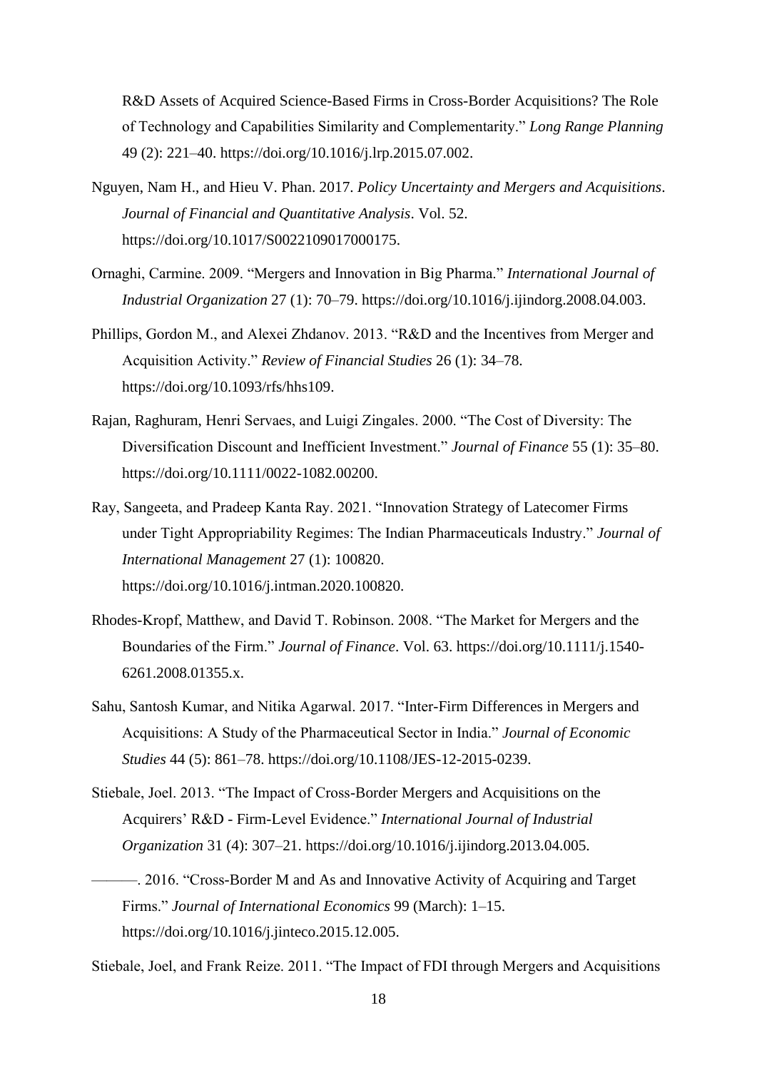R&D Assets of Acquired Science-Based Firms in Cross-Border Acquisitions? The Role of Technology and Capabilities Similarity and Complementarity." *Long Range Planning* 49 (2): 221–40. https://doi.org/10.1016/j.lrp.2015.07.002.

Nguyen, Nam H., and Hieu V. Phan. 2017. *Policy Uncertainty and Mergers and Acquisitions*. *Journal of Financial and Quantitative Analysis*. Vol. 52. https://doi.org/10.1017/S0022109017000175.

Ornaghi, Carmine. 2009. "Mergers and Innovation in Big Pharma." *International Journal of Industrial Organization* 27 (1): 70–79. https://doi.org/10.1016/j.ijindorg.2008.04.003.

Phillips, Gordon M., and Alexei Zhdanov. 2013. "R&D and the Incentives from Merger and Acquisition Activity." *Review of Financial Studies* 26 (1): 34–78. https://doi.org/10.1093/rfs/hhs109.

Rajan, Raghuram, Henri Servaes, and Luigi Zingales. 2000. "The Cost of Diversity: The Diversification Discount and Inefficient Investment." *Journal of Finance* 55 (1): 35–80. https://doi.org/10.1111/0022-1082.00200.

Ray, Sangeeta, and Pradeep Kanta Ray. 2021. "Innovation Strategy of Latecomer Firms under Tight Appropriability Regimes: The Indian Pharmaceuticals Industry." *Journal of International Management* 27 (1): 100820. https://doi.org/10.1016/j.intman.2020.100820.

Rhodes-Kropf, Matthew, and David T. Robinson. 2008. "The Market for Mergers and the Boundaries of the Firm." *Journal of Finance*. Vol. 63. https://doi.org/10.1111/j.1540-6261.2008.01355.x.

Sahu, Santosh Kumar, and Nitika Agarwal. 2017. "Inter-Firm Differences in Mergers and Acquisitions: A Study of the Pharmaceutical Sector in India." *Journal of Economic Studies* 44 (5): 861–78. https://doi.org/10.1108/JES-12-2015-0239.

Stiebale, Joel. 2013. "The Impact of Cross-Border Mergers and Acquisitions on the Acquirers' R&D - Firm-Level Evidence." *International Journal of Industrial Organization* 31 (4): 307–21. https://doi.org/10.1016/j.ijindorg.2013.04.005.

———. 2016. "Cross-Border M and As and Innovative Activity of Acquiring and Target Firms." *Journal of International Economics* 99 (March): 1–15. https://doi.org/10.1016/j.jinteco.2015.12.005.

Stiebale, Joel, and Frank Reize. 2011. "The Impact of FDI through Mergers and Acquisitions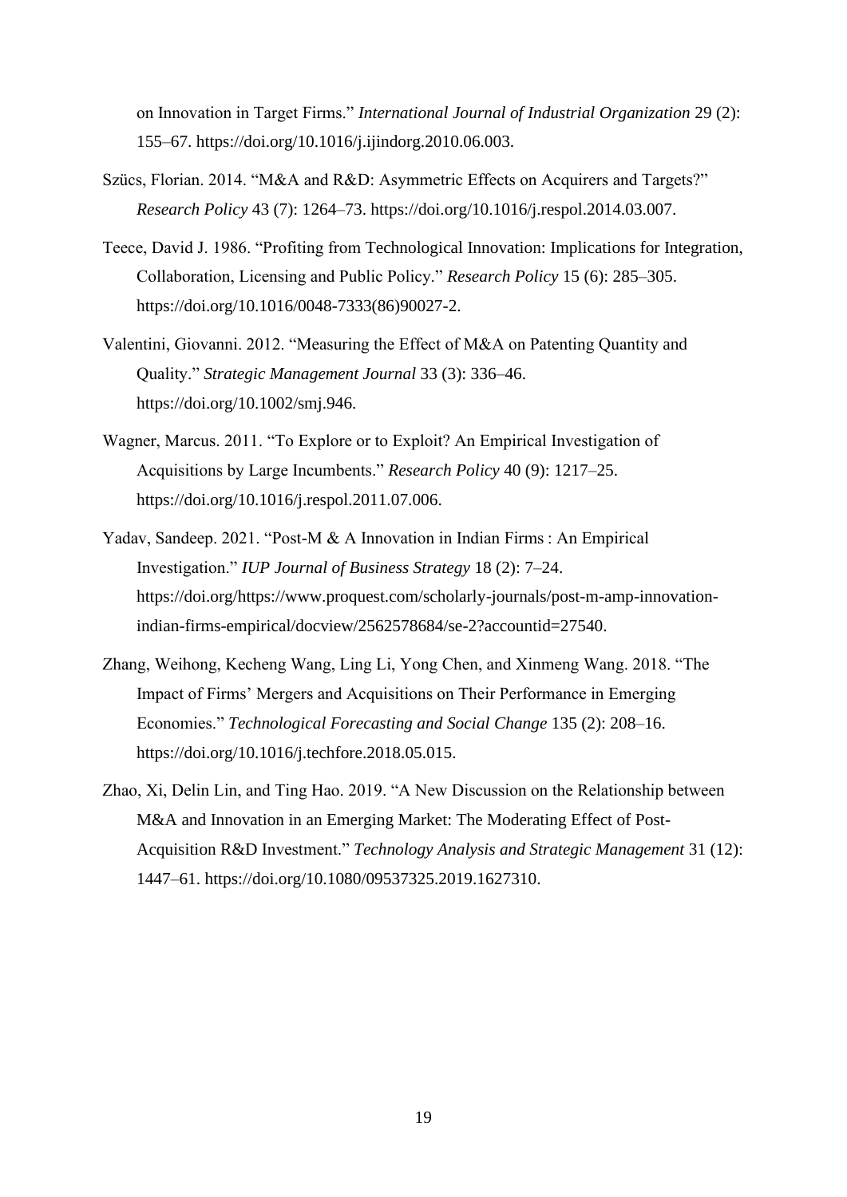on Innovation in Target Firms." *International Journal of Industrial Organization* 29 (2): 155–67. https://doi.org/10.1016/j.ijindorg.2010.06.003.

Szücs, Florian. 2014. "M&A and R&D: Asymmetric Effects on Acquirers and Targets?" *Research Policy* 43 (7): 1264–73. https://doi.org/10.1016/j.respol.2014.03.007.

Teece, David J. 1986. "Profiting from Technological Innovation: Implications for Integration, Collaboration, Licensing and Public Policy." *Research Policy* 15 (6): 285–305. https://doi.org/10.1016/0048-7333(86)90027-2.

Valentini, Giovanni. 2012. "Measuring the Effect of M&A on Patenting Quantity and Quality." *Strategic Management Journal* 33 (3): 336–46. https://doi.org/10.1002/smj.946.

Wagner, Marcus. 2011. "To Explore or to Exploit? An Empirical Investigation of Acquisitions by Large Incumbents." *Research Policy* 40 (9): 1217–25. https://doi.org/10.1016/j.respol.2011.07.006.

Yadav, Sandeep. 2021. "Post-M & A Innovation in Indian Firms : An Empirical Investigation." *IUP Journal of Business Strategy* 18 (2): 7–24. https://doi.org/https://www.proquest.com/scholarly-journals/post-m-amp-innovation-indian-firms-empirical/docview/2562578684/se-2?accountid=27540.

Zhang, Weihong, Kecheng Wang, Ling Li, Yong Chen, and Xinmeng Wang. 2018. "The Impact of Firms' Mergers and Acquisitions on Their Performance in Emerging Economies." *Technological Forecasting and Social Change* 135 (2): 208–16. https://doi.org/10.1016/j.techfore.2018.05.015.

Zhao, Xi, Delin Lin, and Ting Hao. 2019. "A New Discussion on the Relationship between M&A and Innovation in an Emerging Market: The Moderating Effect of Post-Acquisition R&D Investment." *Technology Analysis and Strategic Management* 31 (12): 1447–61. https://doi.org/10.1080/09537325.2019.1627310.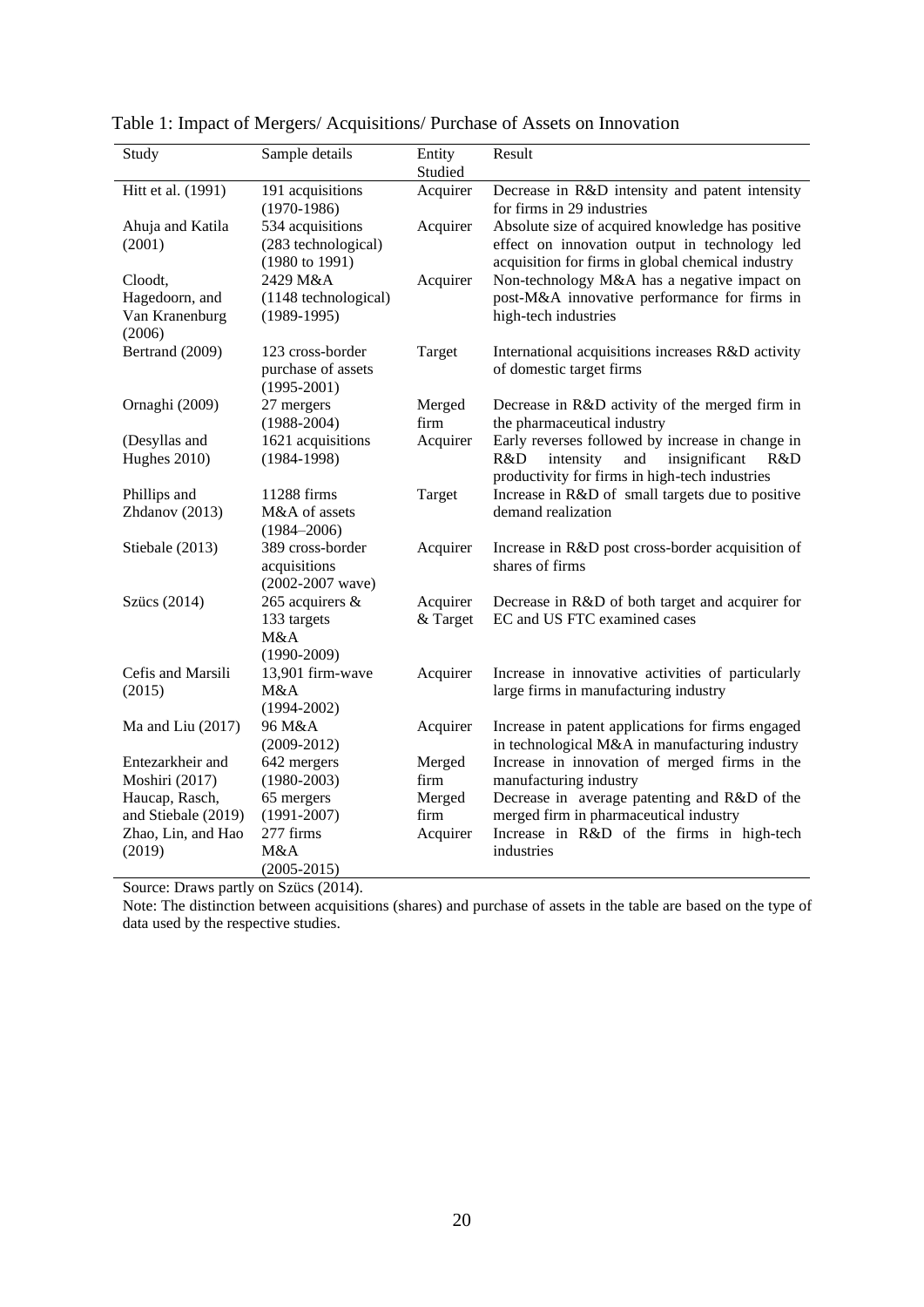Table 1: Impact of Mergers/ Acquisitions/ Purchase of Assets on Innovation

| Study | Sample details | Entity Studied | Result |
|---|---|---|---|
| Hitt et al. (1991) | 191 acquisitions (1970-1986) | Acquirer | Decrease in R&D intensity and patent intensity for firms in 29 industries |
| Ahuja and Katila (2001) | 534 acquisitions (283 technological) (1980 to 1991) | Acquirer | Absolute size of acquired knowledge has positive effect on innovation output in technology led acquisition for firms in global chemical industry |
| Cloodt, Hagedoorn, and Van Kranenburg (2006) | 2429 M&A (1148 technological) (1989-1995) | Acquirer | Non-technology M&A has a negative impact on post-M&A innovative performance for firms in high-tech industries |
| Bertrand (2009) | 123 cross-border purchase of assets (1995-2001) | Target | International acquisitions increases R&D activity of domestic target firms |
| Ornaghi (2009) | 27 mergers (1988-2004) | Merged firm | Decrease in R&D activity of the merged firm in the pharmaceutical industry |
| (Desyllas and Hughes 2010) | 1621 acquisitions (1984-1998) | Acquirer | Early reverses followed by increase in change in R&D intensity and insignificant R&D productivity for firms in high-tech industries |
| Phillips and Zhdanov (2013) | 11288 firms M&A of assets (1984–2006) | Target | Increase in R&D of small targets due to positive demand realization |
| Stiebale (2013) | 389 cross-border acquisitions (2002-2007 wave) | Acquirer | Increase in R&D post cross-border acquisition of shares of firms |
| Szücs (2014) | 265 acquirers & 133 targets M&A (1990-2009) | Acquirer & Target | Decrease in R&D of both target and acquirer for EC and US FTC examined cases |
| Cefis and Marsili (2015) | 13,901 firm-wave M&A (1994-2002) | Acquirer | Increase in innovative activities of particularly large firms in manufacturing industry |
| Ma and Liu (2017) | 96 M&A (2009-2012) | Acquirer | Increase in patent applications for firms engaged in technological M&A in manufacturing industry |
| Entezarkheir and Moshiri (2017) | 642 mergers (1980-2003) | Merged firm | Increase in innovation of merged firms in the manufacturing industry |
| Haucap, Rasch, and Stiebale (2019) | 65 mergers (1991-2007) | Merged firm | Decrease in average patenting and R&D of the merged firm in pharmaceutical industry |
| Zhao, Lin, and Hao (2019) | 277 firms M&A (2005-2015) | Acquirer | Increase in R&D of the firms in high-tech industries |

Source: Draws partly on Szücs (2014).

Note: The distinction between acquisitions (shares) and purchase of assets in the table are based on the type of data used by the respective studies.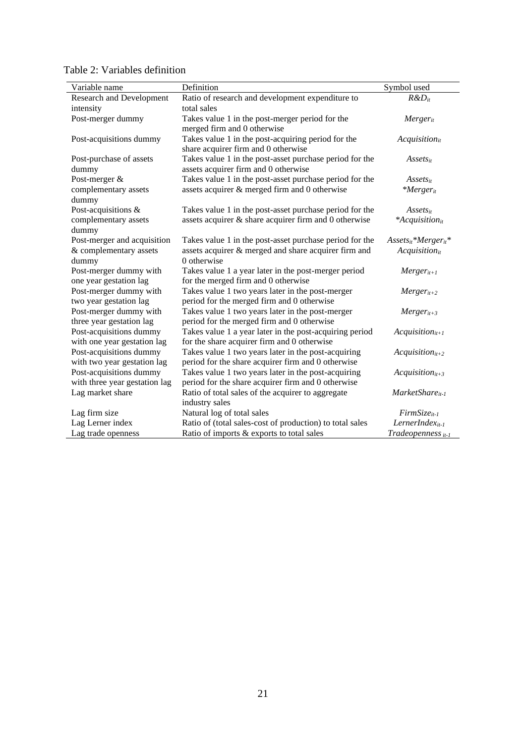Table 2: Variables definition

| Variable name | Definition | Symbol used |
|---|---|---|
| Research and Development intensity | Ratio of research and development expenditure to total sales | $R\&D_{it}$ |
| Post-merger dummy | Takes value 1 in the post-merger period for the merged firm and 0 otherwise | $Merger_{it}$ |
| Post-acquisitions dummy | Takes value 1 in the post-acquiring period for the share acquirer firm and 0 otherwise | $Acquisition_{it}$ |
| Post-purchase of assets dummy | Takes value 1 in the post-asset purchase period for the assets acquirer firm and 0 otherwise | $Assets_{it}$ |
| Post-merger & complementary assets dummy | Takes value 1 in the post-asset purchase period for the assets acquirer & merged firm and 0 otherwise | $Assets_{it} *Merger_{it}$ |
| Post-acquisitions & complementary assets dummy | Takes value 1 in the post-asset purchase period for the assets acquirer & share acquirer firm and 0 otherwise | $Assets_{it} *Acquisition_{it}$ |
| Post-merger and acquisition & complementary assets dummy | Takes value 1 in the post-asset purchase period for the assets acquirer & merged and share acquirer firm and 0 otherwise | $Assets_{it}*Merger_{it}*Acquisition_{it}$ |
| Post-merger dummy with one year gestation lag | Takes value 1 a year later in the post-merger period for the merged firm and 0 otherwise | $Merger_{it+1}$ |
| Post-merger dummy with two year gestation lag | Takes value 1 two years later in the post-merger period for the merged firm and 0 otherwise | $Merger_{it+2}$ |
| Post-merger dummy with three year gestation lag | Takes value 1 two years later in the post-merger period for the merged firm and 0 otherwise | $Merger_{it+3}$ |
| Post-acquisitions dummy with one year gestation lag | Takes value 1 a year later in the post-acquiring period for the share acquirer firm and 0 otherwise | $Acquisition_{it+1}$ |
| Post-acquisitions dummy with two year gestation lag | Takes value 1 two years later in the post-acquiring period for the share acquirer firm and 0 otherwise | $Acquisition_{it+2}$ |
| Post-acquisitions dummy with three year gestation lag | Takes value 1 two years later in the post-acquiring period for the share acquirer firm and 0 otherwise | $Acquisition_{it+3}$ |
| Lag market share | Ratio of total sales of the acquirer to aggregate industry sales | $MarketShare_{it-1}$ |
| Lag firm size | Natural log of total sales | $FirmSize_{it-1}$ |
| Lag Lerner index | Ratio of (total sales-cost of production) to total sales | $LernerIndex_{it-1}$ |
| Lag trade openness | Ratio of imports & exports to total sales | $Tradeopenness_{it-1}$ |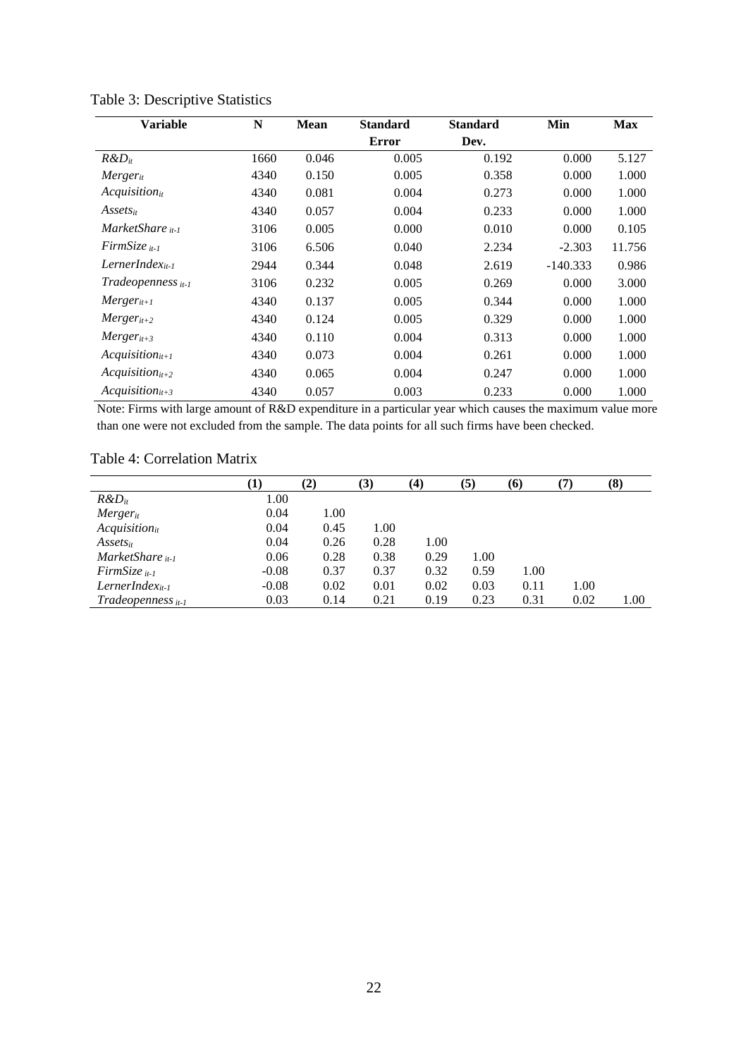Table 3: Descriptive Statistics

| Variable | N | Mean | Standard Error | Standard Dev. | Min | Max |
|---|---|---|---|---|---|---|
| $R\&D_{it}$ | 1660 | 0.046 | 0.005 | 0.192 | 0.000 | 5.127 |
| $Merger_{it}$ | 4340 | 0.150 | 0.005 | 0.358 | 0.000 | 1.000 |
| $Acquisition_{it}$ | 4340 | 0.081 | 0.004 | 0.273 | 0.000 | 1.000 |
| $Assets_{it}$ | 4340 | 0.057 | 0.004 | 0.233 | 0.000 | 1.000 |
| $MarketShare_{it-1}$ | 3106 | 0.005 | 0.000 | 0.010 | 0.000 | 0.105 |
| $FirmSize_{it-1}$ | 3106 | 6.506 | 0.040 | 2.234 | -2.303 | 11.756 |
| $LernerIndex_{it-1}$ | 2944 | 0.344 | 0.048 | 2.619 | -140.333 | 0.986 |
| $Tradeopenness_{it-1}$ | 3106 | 0.232 | 0.005 | 0.269 | 0.000 | 3.000 |
| $Merger_{it+1}$ | 4340 | 0.137 | 0.005 | 0.344 | 0.000 | 1.000 |
| $Merger_{it+2}$ | 4340 | 0.124 | 0.005 | 0.329 | 0.000 | 1.000 |
| $Merger_{it+3}$ | 4340 | 0.110 | 0.004 | 0.313 | 0.000 | 1.000 |
| $Acquisition_{it+1}$ | 4340 | 0.073 | 0.004 | 0.261 | 0.000 | 1.000 |
| $Acquisition_{it+2}$ | 4340 | 0.065 | 0.004 | 0.247 | 0.000 | 1.000 |
| $Acquisition_{it+3}$ | 4340 | 0.057 | 0.003 | 0.233 | 0.000 | 1.000 |

Note: Firms with large amount of R&D expenditure in a particular year which causes the maximum value more than one were not excluded from the sample. The data points for all such firms have been checked.

Table 4: Correlation Matrix

| | (1) | (2) | (3) | (4) | (5) | (6) | (7) | (8) |
|---|---|---|---|---|---|---|---|---|
| $R\&D_{it}$ | 1.00 | | | | | | | |
| $Merger_{it}$ | 0.04 | 1.00 | | | | | | |
| $Acquisition_{it}$ | 0.04 | 0.45 | 1.00 | | | | | |
| $Assets_{it}$ | 0.04 | 0.26 | 0.28 | 1.00 | | | | |
| $MarketShare_{it-1}$ | 0.06 | 0.28 | 0.38 | 0.29 | 1.00 | | | |
| $FirmSize_{it-1}$ | -0.08 | 0.37 | 0.37 | 0.32 | 0.59 | 1.00 | | |
| $LernerIndex_{it-1}$ | -0.08 | 0.02 | 0.01 | 0.02 | 0.03 | 0.11 | 1.00 | |
| $Tradeopenness_{it-1}$ | 0.03 | 0.14 | 0.21 | 0.19 | 0.23 | 0.31 | 0.02 | 1.00 |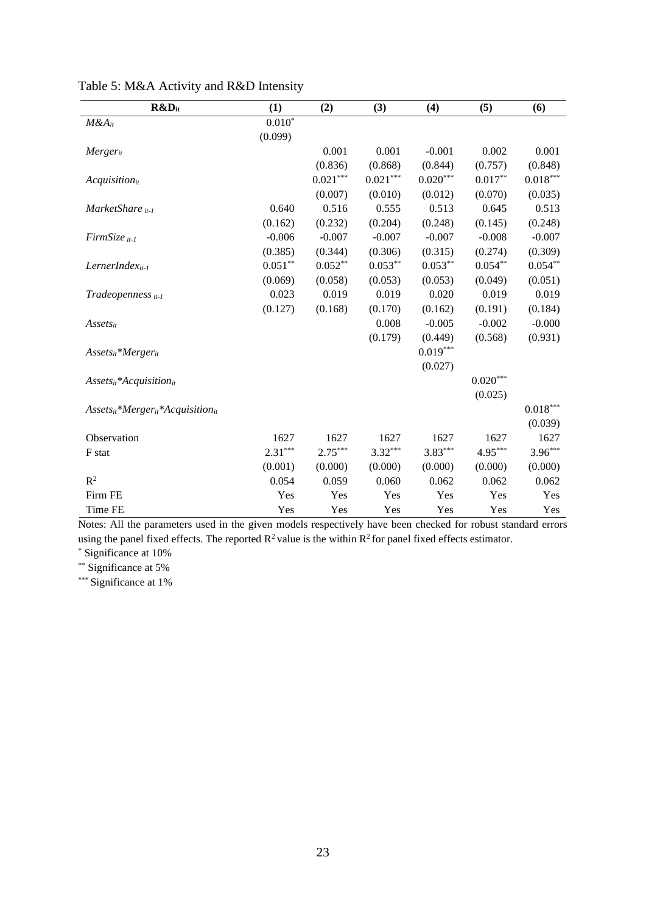Table 5: M&A Activity and R&D Intensity

| $R\&D_{it}$ | (1) | (2) | (3) | (4) | (5) | (6) |
|---|---|---|---|---|---|---|
| $M\&A_{it}$ | $0.010^{*}$ | | | | | |
| | (0.099) | | | | | |
| $Merger_{it}$ | | 0.001 | 0.001 | -0.001 | 0.002 | 0.001 |
| | | (0.836) | (0.868) | (0.844) | (0.757) | (0.848) |
| $Acquisition_{it}$ | | $0.021^{***}$ | $0.021^{***}$ | $0.020^{***}$ | $0.017^{**}$ | $0.018^{***}$ |
| | | (0.007) | (0.010) | (0.012) | (0.070) | (0.035) |
| $MarketShare_{it-1}$ | 0.640 | 0.516 | 0.555 | 0.513 | 0.645 | 0.513 |
| | (0.162) | (0.232) | (0.204) | (0.248) | (0.145) | (0.248) |
| $FirmSize_{it-1}$ | -0.006 | -0.007 | -0.007 | -0.007 | -0.008 | -0.007 |
| | (0.385) | (0.344) | (0.306) | (0.315) | (0.274) | (0.309) |
| $LernerIndex_{it-1}$ | $0.051^{**}$ | $0.052^{**}$ | $0.053^{**}$ | $0.053^{**}$ | $0.054^{**}$ | $0.054^{**}$ |
| | (0.069) | (0.058) | (0.053) | (0.053) | (0.049) | (0.051) |
| $Tradeopenness_{it-1}$ | 0.023 | 0.019 | 0.019 | 0.020 | 0.019 | 0.019 |
| | (0.127) | (0.168) | (0.170) | (0.162) | (0.191) | (0.184) |
| $Assets_{it}$ | | | 0.008 | -0.005 | -0.002 | -0.000 |
| | | | (0.179) | (0.449) | (0.568) | (0.931) |
| $Assets_{it}*Merger_{it}$ | | | | $0.019^{***}$ | | |
| | | | | (0.027) | | |
| $Assets_{it}*Acquisition_{it}$ | | | | | $0.020^{***}$ | |
| | | | | | (0.025) | |
| $Assets_{it}*Merger_{it}*Acquisition_{it}$ | | | | | | $0.018^{***}$ |
| | | | | | | (0.039) |
| Observation | 1627 | 1627 | 1627 | 1627 | 1627 | 1627 |
| F stat | $2.31^{***}$ | $2.75^{***}$ | $3.32^{***}$ | $3.83^{***}$ | $4.95^{***}$ | $3.96^{***}$ |
| | (0.001) | (0.000) | (0.000) | (0.000) | (0.000) | (0.000) |
| $R^2$ | 0.054 | 0.059 | 0.060 | 0.062 | 0.062 | 0.062 |
| Firm FE | Yes | Yes | Yes | Yes | Yes | Yes |
| Time FE | Yes | Yes | Yes | Yes | Yes | Yes |

Notes: All the parameters used in the given models respectively have been checked for robust standard errors using the panel fixed effects. The reported $R^2$ value is the within $R^2$ for panel fixed effects estimator.

$^{*}$ Significance at 10%

$^{**}$ Significance at 5%

$^{***}$ Significance at 1%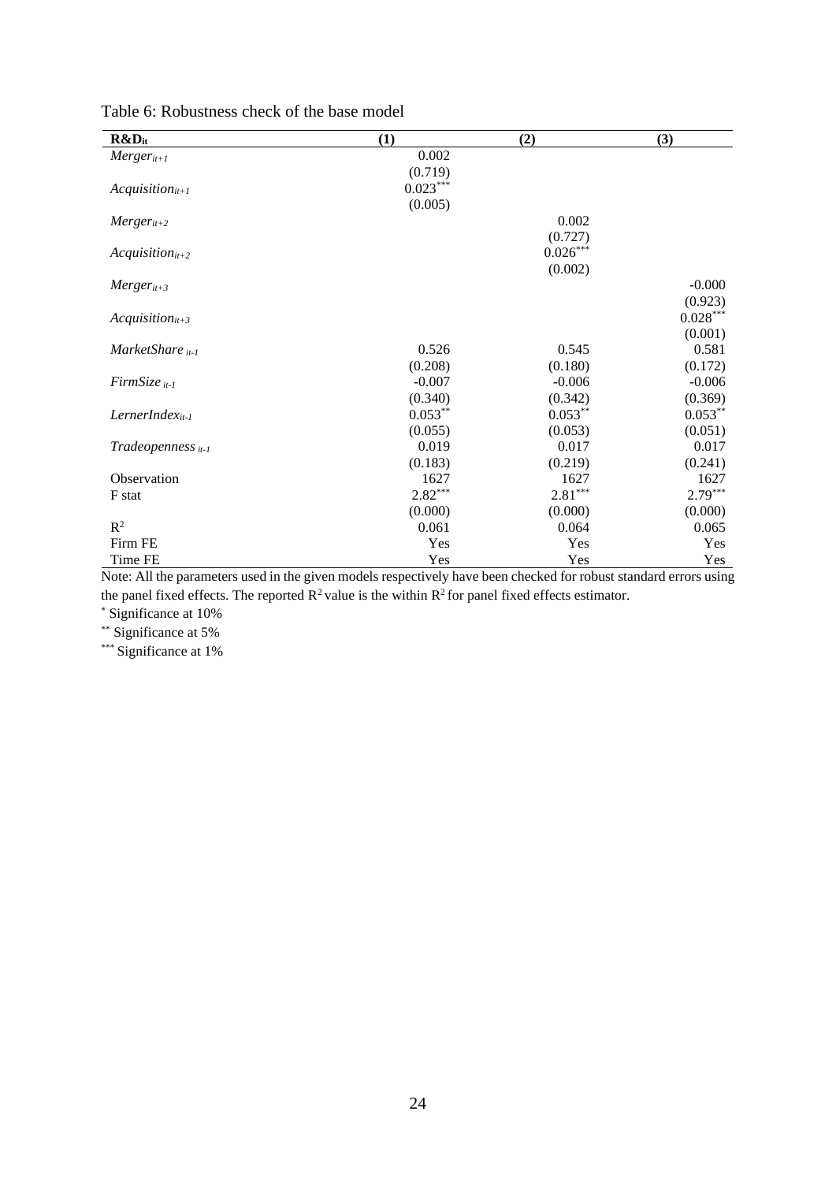Table 6: Robustness check of the base model

| **$R\&D_{it}$** | **(1)** | **(2)** | **(3)** |
|---|---|---|---|
| $Merger_{it+1}$ | 0.002 | | |
| | (0.719) | | |
| $Acquisition_{it+1}$ | $0.023^{***}$ | | |
| | (0.005) | | |
| $Merger_{it+2}$ | | 0.002 | |
| | | (0.727) | |
| $Acquisition_{it+2}$ | | $0.026^{***}$ | |
| | | (0.002) | |
| $Merger_{it+3}$ | | | -0.000 |
| | | | (0.923) |
| $Acquisition_{it+3}$ | | | $0.028^{***}$ |
| | | | (0.001) |
| $MarketShare_{\ it-1}$ | 0.526 | 0.545 | 0.581 |
| | (0.208) | (0.180) | (0.172) |
| $FirmSize_{\ it-1}$ | -0.007 | -0.006 | -0.006 |
| | (0.340) | (0.342) | (0.369) |
| $LernerIndex_{it-1}$ | $0.053^{**}$ | $0.053^{**}$ | $0.053^{**}$ |
| | (0.055) | (0.053) | (0.051) |
| $Tradeopenness_{\ it-1}$ | 0.019 | 0.017 | 0.017 |
| | (0.183) | (0.219) | (0.241) |
| Observation | 1627 | 1627 | 1627 |
| F stat | $2.82^{***}$ | $2.81^{***}$ | $2.79^{***}$ |
| | (0.000) | (0.000) | (0.000) |
| $R^2$ | 0.061 | 0.064 | 0.065 |
| Firm FE | Yes | Yes | Yes |
| Time FE | Yes | Yes | Yes |

Note: All the parameters used in the given models respectively have been checked for robust standard errors using the panel fixed effects. The reported $R^2$ value is the within $R^2$ for panel fixed effects estimator.

$^{*}$ Significance at 10%

$^{**}$ Significance at 5%

$^{***}$ Significance at 1%